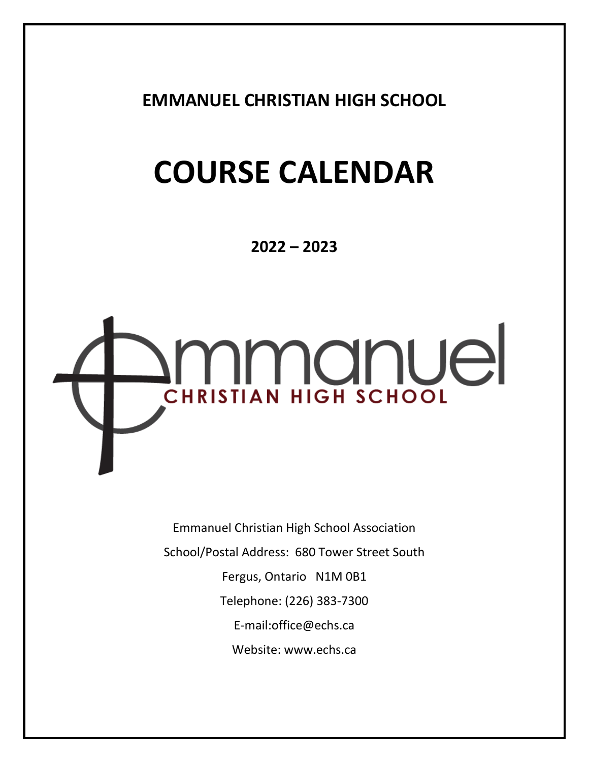**EMMANUEL CHRISTIAN HIGH SCHOOL**

# COURSE CALENDAR

**2022 – 2023**

Emmanuel Christian High School Association

School/Postal Address: 680 Tower Street South

Fergus, Ontario N1M 0B1

Telephone: (226) 383-7300

E-mail:office@echs.ca

Website: www.echs.ca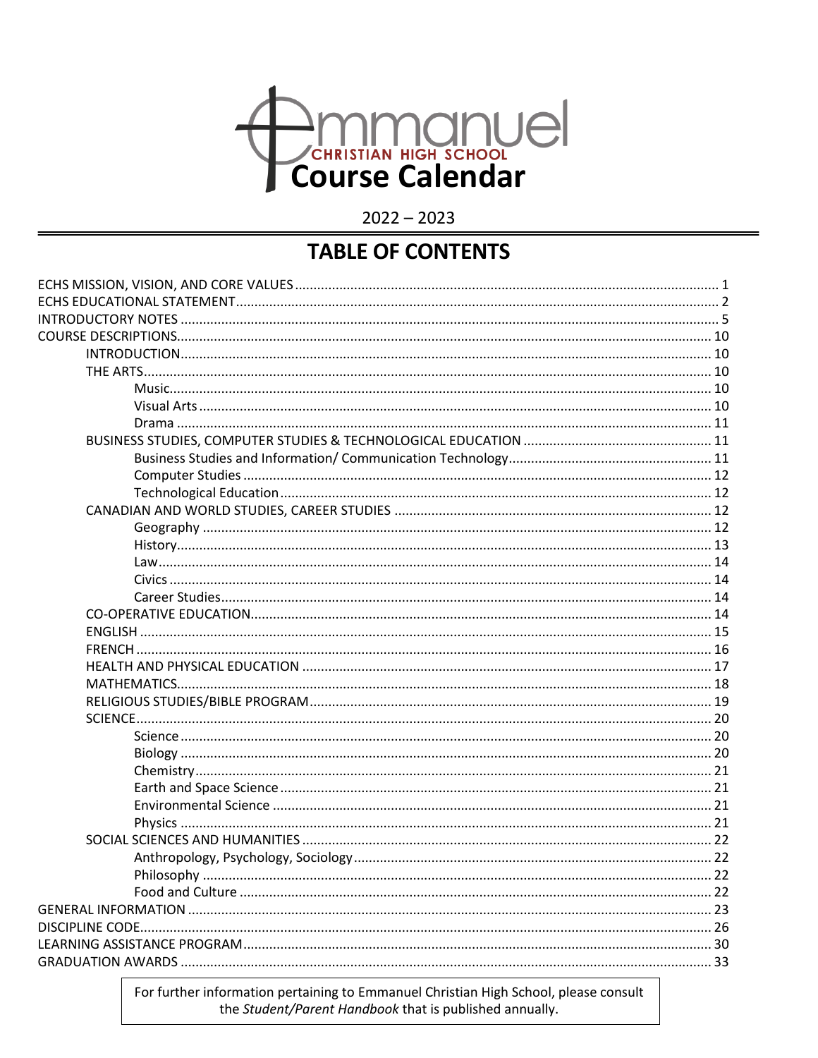# Emmanuel Christian High School Course Calendar

2022 – 2023

## TABLE OF CONTENTS

ECHS MISSION, VISION, AND CORE VALUES .......... 1
ECHS EDUCATIONAL STATEMENT .......... 2
INTRODUCTORY NOTES .......... 5
COURSE DESCRIPTIONS .......... 10
- INTRODUCTION .......... 10
- THE ARTS .......... 10
  - Music .......... 10
  - Visual Arts .......... 10
  - Drama .......... 11
- BUSINESS STUDIES, COMPUTER STUDIES & TECHNOLOGICAL EDUCATION .......... 11
  - Business Studies and Information/ Communication Technology .......... 11
  - Computer Studies .......... 12
  - Technological Education .......... 12
- CANADIAN AND WORLD STUDIES, CAREER STUDIES .......... 12
  - Geography .......... 12
  - History .......... 13
  - Law .......... 14
  - Civics .......... 14
  - Career Studies .......... 14
- CO-OPERATIVE EDUCATION .......... 14
- ENGLISH .......... 15
- FRENCH .......... 16
- HEALTH AND PHYSICAL EDUCATION .......... 17
- MATHEMATICS .......... 18
- RELIGIOUS STUDIES/BIBLE PROGRAM .......... 19
- SCIENCE .......... 20
  - Science .......... 20
  - Biology .......... 20
  - Chemistry .......... 21
  - Earth and Space Science .......... 21
  - Environmental Science .......... 21
  - Physics .......... 21
- SOCIAL SCIENCES AND HUMANITIES .......... 22
  - Anthropology, Psychology, Sociology .......... 22
  - Philosophy .......... 22
  - Food and Culture .......... 22

GENERAL INFORMATION .......... 23
DISCIPLINE CODE .......... 26
LEARNING ASSISTANCE PROGRAM .......... 30
GRADUATION AWARDS .......... 33

For further information pertaining to Emmanuel Christian High School, please consult the *Student/Parent Handbook* that is published annually.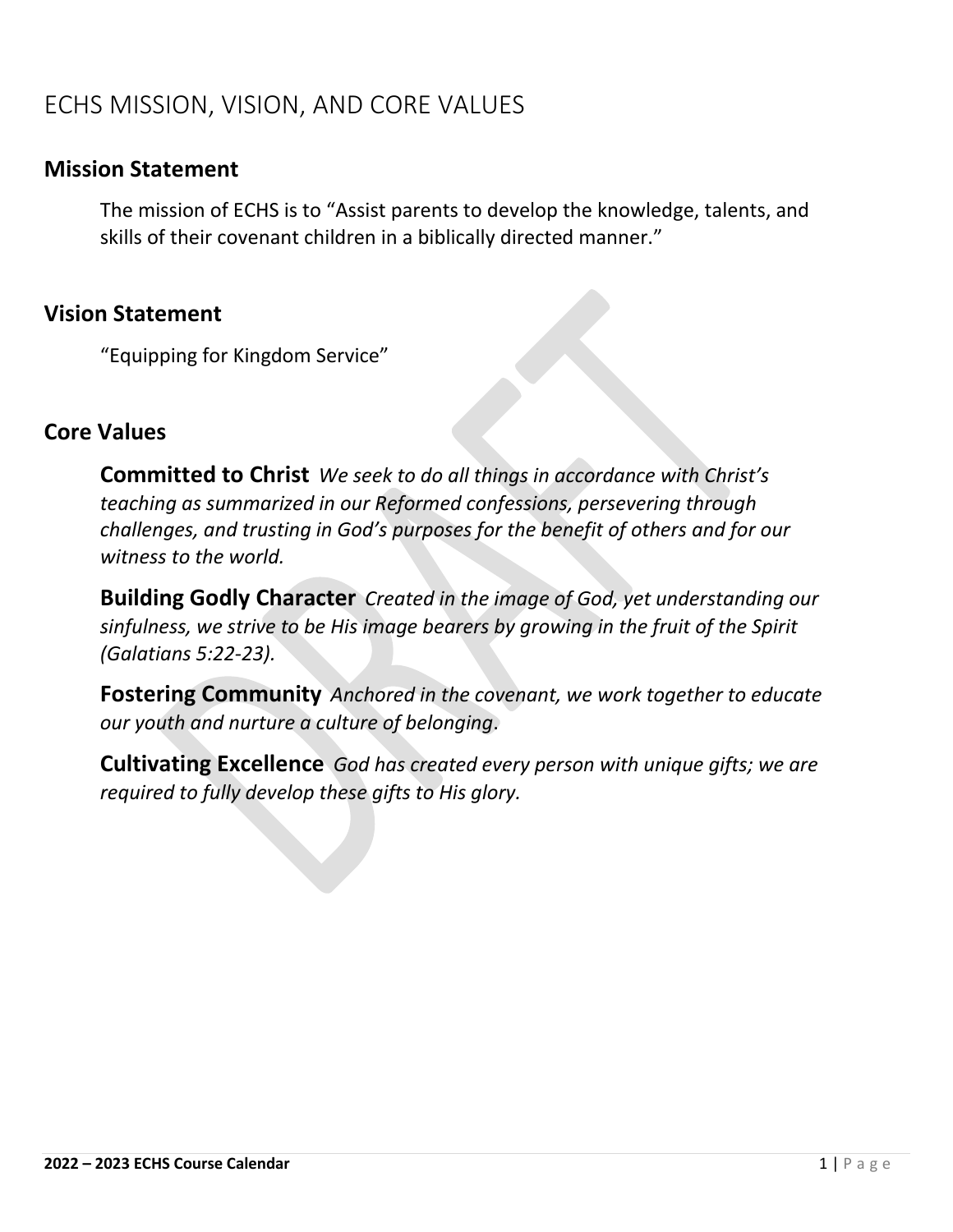# ECHS MISSION, VISION, AND CORE VALUES

## Mission Statement

The mission of ECHS is to "Assist parents to develop the knowledge, talents, and skills of their covenant children in a biblically directed manner."

## Vision Statement

"Equipping for Kingdom Service"

## Core Values

**Committed to Christ** *We seek to do all things in accordance with Christ's teaching as summarized in our Reformed confessions, persevering through challenges, and trusting in God's purposes for the benefit of others and for our witness to the world.*

**Building Godly Character** *Created in the image of God, yet understanding our sinfulness, we strive to be His image bearers by growing in the fruit of the Spirit (Galatians 5:22-23).*

**Fostering Community** *Anchored in the covenant, we work together to educate our youth and nurture a culture of belonging.*

**Cultivating Excellence** *God has created every person with unique gifts; we are required to fully develop these gifts to His glory.*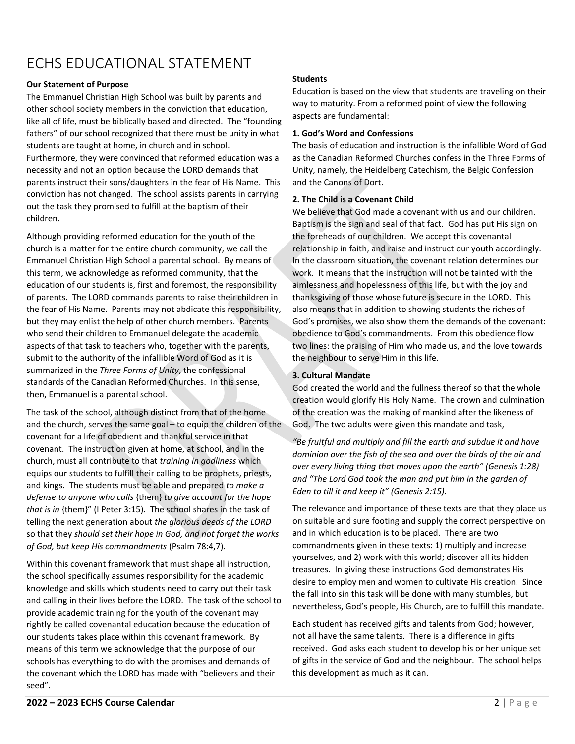# ECHS EDUCATIONAL STATEMENT

**Our Statement of Purpose**

The Emmanuel Christian High School was built by parents and other school society members in the conviction that education, like all of life, must be biblically based and directed. The "founding fathers" of our school recognized that there must be unity in what students are taught at home, in church and in school. Furthermore, they were convinced that reformed education was a necessity and not an option because the LORD demands that parents instruct their sons/daughters in the fear of His Name. This conviction has not changed. The school assists parents in carrying out the task they promised to fulfill at the baptism of their children.

Although providing reformed education for the youth of the church is a matter for the entire church community, we call the Emmanuel Christian High School a parental school. By means of this term, we acknowledge as reformed community, that the education of our students is, first and foremost, the responsibility of parents. The LORD commands parents to raise their children in the fear of His Name. Parents may not abdicate this responsibility, but they may enlist the help of other church members. Parents who send their children to Emmanuel delegate the academic aspects of that task to teachers who, together with the parents, submit to the authority of the infallible Word of God as it is summarized in the *Three Forms of Unity*, the confessional standards of the Canadian Reformed Churches. In this sense, then, Emmanuel is a parental school.

The task of the school, although distinct from that of the home and the church, serves the same goal – to equip the children of the covenant for a life of obedient and thankful service in that covenant. The instruction given at home, at school, and in the church, must all contribute to that *training in godliness* which equips our students to fulfill their calling to be prophets, priests, and kings. The students must be able and prepared *to make a defense to anyone who calls* {them} *to give account for the hope that is in* {them}" (I Peter 3:15). The school shares in the task of telling the next generation about *the glorious deeds of the LORD* so that they *should set their hope in God, and not forget the works of God, but keep His commandments* (Psalm 78:4,7).

Within this covenant framework that must shape all instruction, the school specifically assumes responsibility for the academic knowledge and skills which students need to carry out their task and calling in their lives before the LORD. The task of the school to provide academic training for the youth of the covenant may rightly be called covenantal education because the education of our students takes place within this covenant framework. By means of this term we acknowledge that the purpose of our schools has everything to do with the promises and demands of the covenant which the LORD has made with "believers and their seed".

**Students**

Education is based on the view that students are traveling on their way to maturity. From a reformed point of view the following aspects are fundamental:

**1. God's Word and Confessions**

The basis of education and instruction is the infallible Word of God as the Canadian Reformed Churches confess in the Three Forms of Unity, namely, the Heidelberg Catechism, the Belgic Confession and the Canons of Dort.

**2. The Child is a Covenant Child**

We believe that God made a covenant with us and our children. Baptism is the sign and seal of that fact. God has put His sign on the foreheads of our children. We accept this covenantal relationship in faith, and raise and instruct our youth accordingly. In the classroom situation, the covenant relation determines our work. It means that the instruction will not be tainted with the aimlessness and hopelessness of this life, but with the joy and thanksgiving of those whose future is secure in the LORD. This also means that in addition to showing students the riches of God's promises, we also show them the demands of the covenant: obedience to God's commandments. From this obedience flow two lines: the praising of Him who made us, and the love towards the neighbour to serve Him in this life.

**3. Cultural Mandate**

God created the world and the fullness thereof so that the whole creation would glorify His Holy Name. The crown and culmination of the creation was the making of mankind after the likeness of God. The two adults were given this mandate and task,

*"Be fruitful and multiply and fill the earth and subdue it and have dominion over the fish of the sea and over the birds of the air and over every living thing that moves upon the earth" (Genesis 1:28) and "The Lord God took the man and put him in the garden of Eden to till it and keep it" (Genesis 2:15).*

The relevance and importance of these texts are that they place us on suitable and sure footing and supply the correct perspective on and in which education is to be placed. There are two commandments given in these texts: 1) multiply and increase yourselves, and 2) work with this world; discover all its hidden treasures. In giving these instructions God demonstrates His desire to employ men and women to cultivate His creation. Since the fall into sin this task will be done with many stumbles, but nevertheless, God's people, His Church, are to fulfill this mandate.

Each student has received gifts and talents from God; however, not all have the same talents. There is a difference in gifts received. God asks each student to develop his or her unique set of gifts in the service of God and the neighbour. The school helps this development as much as it can.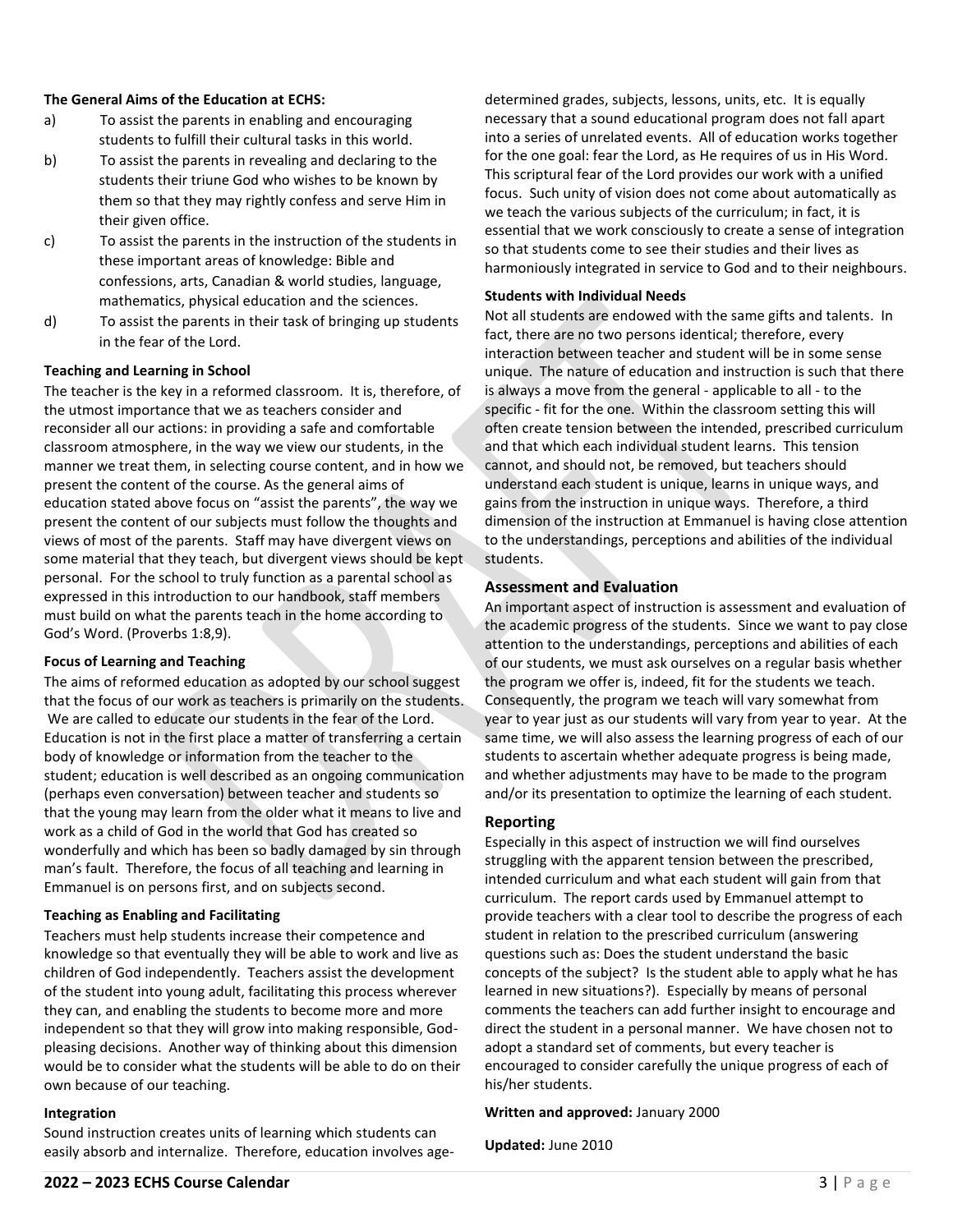**The General Aims of the Education at ECHS:**

a) To assist the parents in enabling and encouraging students to fulfill their cultural tasks in this world.

b) To assist the parents in revealing and declaring to the students their triune God who wishes to be known by them so that they may rightly confess and serve Him in their given office.

c) To assist the parents in the instruction of the students in these important areas of knowledge: Bible and confessions, arts, Canadian & world studies, language, mathematics, physical education and the sciences.

d) To assist the parents in their task of bringing up students in the fear of the Lord.

**Teaching and Learning in School**

The teacher is the key in a reformed classroom. It is, therefore, of the utmost importance that we as teachers consider and reconsider all our actions: in providing a safe and comfortable classroom atmosphere, in the way we view our students, in the manner we treat them, in selecting course content, and in how we present the content of the course. As the general aims of education stated above focus on "assist the parents", the way we present the content of our subjects must follow the thoughts and views of most of the parents. Staff may have divergent views on some material that they teach, but divergent views should be kept personal. For the school to truly function as a parental school as expressed in this introduction to our handbook, staff members must build on what the parents teach in the home according to God's Word. (Proverbs 1:8,9).

**Focus of Learning and Teaching**

The aims of reformed education as adopted by our school suggest that the focus of our work as teachers is primarily on the students. We are called to educate our students in the fear of the Lord. Education is not in the first place a matter of transferring a certain body of knowledge or information from the teacher to the student; education is well described as an ongoing communication (perhaps even conversation) between teacher and students so that the young may learn from the older what it means to live and work as a child of God in the world that God has created so wonderfully and which has been so badly damaged by sin through man's fault. Therefore, the focus of all teaching and learning in Emmanuel is on persons first, and on subjects second.

**Teaching as Enabling and Facilitating**

Teachers must help students increase their competence and knowledge so that eventually they will be able to work and live as children of God independently. Teachers assist the development of the student into young adult, facilitating this process wherever they can, and enabling the students to become more and more independent so that they will grow into making responsible, God-pleasing decisions. Another way of thinking about this dimension would be to consider what the students will be able to do on their own because of our teaching.

**Integration**

Sound instruction creates units of learning which students can easily absorb and internalize. Therefore, education involves age-determined grades, subjects, lessons, units, etc. It is equally necessary that a sound educational program does not fall apart into a series of unrelated events. All of education works together for the one goal: fear the Lord, as He requires of us in His Word. This scriptural fear of the Lord provides our work with a unified focus. Such unity of vision does not come about automatically as we teach the various subjects of the curriculum; in fact, it is essential that we work consciously to create a sense of integration so that students come to see their studies and their lives as harmoniously integrated in service to God and to their neighbours.

**Students with Individual Needs**

Not all students are endowed with the same gifts and talents. In fact, there are no two persons identical; therefore, every interaction between teacher and student will be in some sense unique. The nature of education and instruction is such that there is always a move from the general - applicable to all - to the specific - fit for the one. Within the classroom setting this will often create tension between the intended, prescribed curriculum and that which each individual student learns. This tension cannot, and should not, be removed, but teachers should understand each student is unique, learns in unique ways, and gains from the instruction in unique ways. Therefore, a third dimension of the instruction at Emmanuel is having close attention to the understandings, perceptions and abilities of the individual students.

## Assessment and Evaluation

An important aspect of instruction is assessment and evaluation of the academic progress of the students. Since we want to pay close attention to the understandings, perceptions and abilities of each of our students, we must ask ourselves on a regular basis whether the program we offer is, indeed, fit for the students we teach. Consequently, the program we teach will vary somewhat from year to year just as our students will vary from year to year. At the same time, we will also assess the learning progress of each of our students to ascertain whether adequate progress is being made, and whether adjustments may have to be made to the program and/or its presentation to optimize the learning of each student.

## Reporting

Especially in this aspect of instruction we will find ourselves struggling with the apparent tension between the prescribed, intended curriculum and what each student will gain from that curriculum. The report cards used by Emmanuel attempt to provide teachers with a clear tool to describe the progress of each student in relation to the prescribed curriculum (answering questions such as: Does the student understand the basic concepts of the subject? Is the student able to apply what he has learned in new situations?). Especially by means of personal comments the teachers can add further insight to encourage and direct the student in a personal manner. We have chosen not to adopt a standard set of comments, but every teacher is encouraged to consider carefully the unique progress of each of his/her students.

**Written and approved:** January 2000

**Updated:** June 2010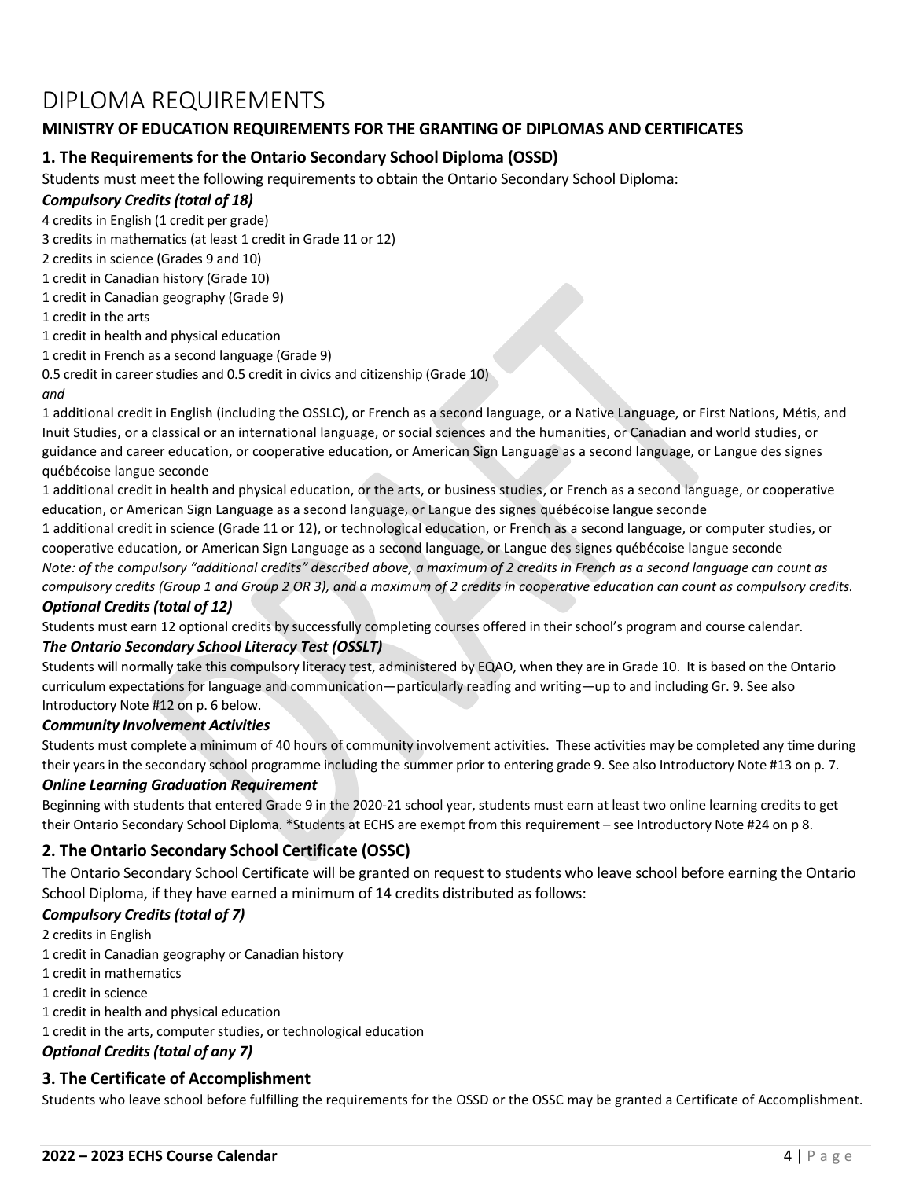# DIPLOMA REQUIREMENTS

## MINISTRY OF EDUCATION REQUIREMENTS FOR THE GRANTING OF DIPLOMAS AND CERTIFICATES

### 1. The Requirements for the Ontario Secondary School Diploma (OSSD)

Students must meet the following requirements to obtain the Ontario Secondary School Diploma:

***Compulsory Credits (total of 18)***

4 credits in English (1 credit per grade)
3 credits in mathematics (at least 1 credit in Grade 11 or 12)
2 credits in science (Grades 9 and 10)
1 credit in Canadian history (Grade 10)
1 credit in Canadian geography (Grade 9)
1 credit in the arts
1 credit in health and physical education
1 credit in French as a second language (Grade 9)
0.5 credit in career studies and 0.5 credit in civics and citizenship (Grade 10)
*and*
1 additional credit in English (including the OSSLC), or French as a second language, or a Native Language, or First Nations, Métis, and Inuit Studies, or a classical or an international language, or social sciences and the humanities, or Canadian and world studies, or guidance and career education, or cooperative education, or American Sign Language as a second language, or Langue des signes québécoise langue seconde
1 additional credit in health and physical education, or the arts, or business studies, or French as a second language, or cooperative education, or American Sign Language as a second language, or Langue des signes québécoise langue seconde
1 additional credit in science (Grade 11 or 12), or technological education, or French as a second language, or computer studies, or cooperative education, or American Sign Language as a second language, or Langue des signes québécoise langue seconde
*Note: of the compulsory "additional credits" described above, a maximum of 2 credits in French as a second language can count as compulsory credits (Group 1 and Group 2 OR 3), and a maximum of 2 credits in cooperative education can count as compulsory credits.*

***Optional Credits (total of 12)***

Students must earn 12 optional credits by successfully completing courses offered in their school's program and course calendar.

***The Ontario Secondary School Literacy Test (OSSLT)***

Students will normally take this compulsory literacy test, administered by EQAO, when they are in Grade 10. It is based on the Ontario curriculum expectations for language and communication—particularly reading and writing—up to and including Gr. 9. See also Introductory Note #12 on p. 6 below.

***Community Involvement Activities***

Students must complete a minimum of 40 hours of community involvement activities. These activities may be completed any time during their years in the secondary school programme including the summer prior to entering grade 9. See also Introductory Note #13 on p. 7.

***Online Learning Graduation Requirement***

Beginning with students that entered Grade 9 in the 2020-21 school year, students must earn at least two online learning credits to get their Ontario Secondary School Diploma. *Students at ECHS are exempt from this requirement – see Introductory Note #24 on p 8.

### 2. The Ontario Secondary School Certificate (OSSC)

The Ontario Secondary School Certificate will be granted on request to students who leave school before earning the Ontario School Diploma, if they have earned a minimum of 14 credits distributed as follows:

***Compulsory Credits (total of 7)***

2 credits in English
1 credit in Canadian geography or Canadian history
1 credit in mathematics
1 credit in science
1 credit in health and physical education
1 credit in the arts, computer studies, or technological education

***Optional Credits (total of any 7)***

### 3. The Certificate of Accomplishment

Students who leave school before fulfilling the requirements for the OSSD or the OSSC may be granted a Certificate of Accomplishment.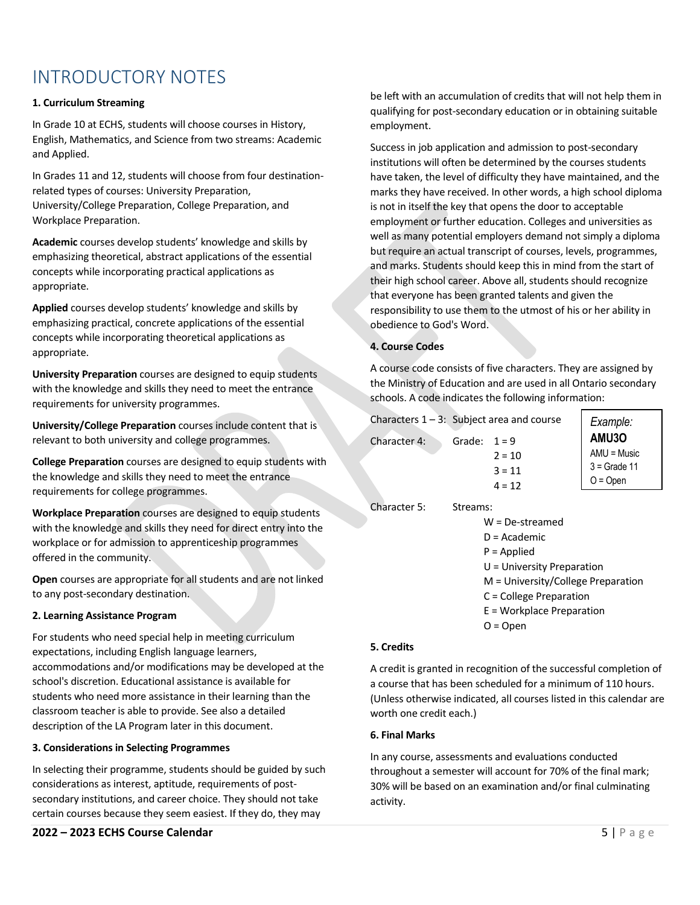# INTRODUCTORY NOTES

**1. Curriculum Streaming**

In Grade 10 at ECHS, students will choose courses in History, English, Mathematics, and Science from two streams: Academic and Applied.

In Grades 11 and 12, students will choose from four destination-related types of courses: University Preparation, University/College Preparation, College Preparation, and Workplace Preparation.

**Academic** courses develop students' knowledge and skills by emphasizing theoretical, abstract applications of the essential concepts while incorporating practical applications as appropriate.

**Applied** courses develop students' knowledge and skills by emphasizing practical, concrete applications of the essential concepts while incorporating theoretical applications as appropriate.

**University Preparation** courses are designed to equip students with the knowledge and skills they need to meet the entrance requirements for university programmes.

**University/College Preparation** courses include content that is relevant to both university and college programmes.

**College Preparation** courses are designed to equip students with the knowledge and skills they need to meet the entrance requirements for college programmes.

**Workplace Preparation** courses are designed to equip students with the knowledge and skills they need for direct entry into the workplace or for admission to apprenticeship programmes offered in the community.

**Open** courses are appropriate for all students and are not linked to any post-secondary destination.

**2. Learning Assistance Program**

For students who need special help in meeting curriculum expectations, including English language learners, accommodations and/or modifications may be developed at the school's discretion. Educational assistance is available for students who need more assistance in their learning than the classroom teacher is able to provide. See also a detailed description of the LA Program later in this document.

**3. Considerations in Selecting Programmes**

In selecting their programme, students should be guided by such considerations as interest, aptitude, requirements of post-secondary institutions, and career choice. They should not take certain courses because they seem easiest. If they do, they may be left with an accumulation of credits that will not help them in qualifying for post-secondary education or in obtaining suitable employment.

Success in job application and admission to post-secondary institutions will often be determined by the courses students have taken, the level of difficulty they have maintained, and the marks they have received. In other words, a high school diploma is not in itself the key that opens the door to acceptable employment or further education. Colleges and universities as well as many potential employers demand not simply a diploma but require an actual transcript of courses, levels, programmes, and marks. Students should keep this in mind from the start of their high school career. Above all, students should recognize that everyone has been granted talents and given the responsibility to use them to the utmost of his or her ability in obedience to God's Word.

**4. Course Codes**

A course code consists of five characters. They are assigned by the Ministry of Education and are used in all Ontario secondary schools. A code indicates the following information:

Characters 1 – 3: Subject area and course

Character 4: Grade:
- 1 = 9
- 2 = 10
- 3 = 11
- 4 = 12

Character 5: Streams:
- W = De-streamed
- D = Academic
- P = Applied
- U = University Preparation
- M = University/College Preparation
- C = College Preparation
- E = Workplace Preparation
- O = Open

*Example:*
**AMU3O**
AMU = Music
3 = Grade 11
O = Open

**5. Credits**

A credit is granted in recognition of the successful completion of a course that has been scheduled for a minimum of 110 hours. (Unless otherwise indicated, all courses listed in this calendar are worth one credit each.)

**6. Final Marks**

In any course, assessments and evaluations conducted throughout a semester will account for 70% of the final mark; 30% will be based on an examination and/or final culminating activity.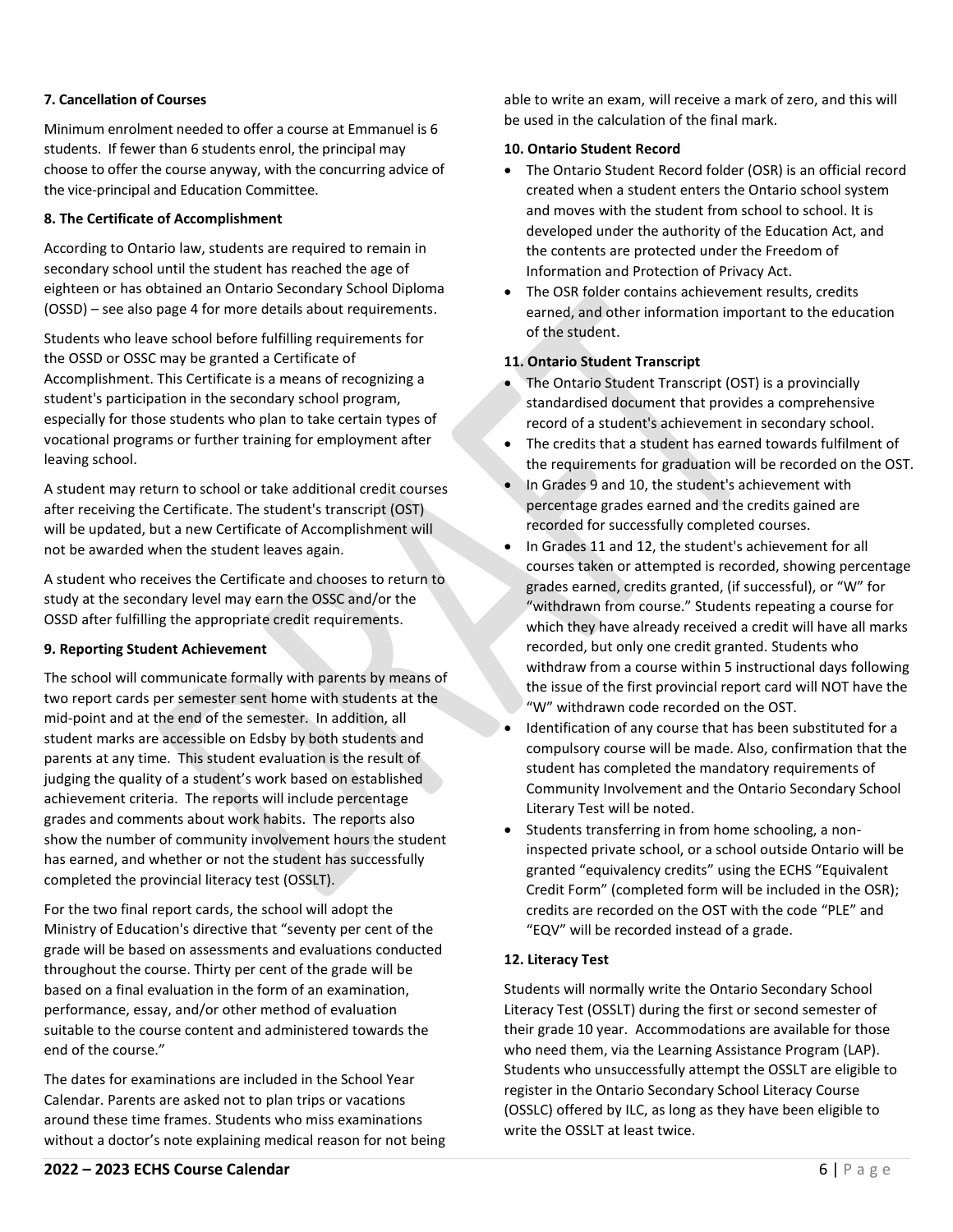#### 7. Cancellation of Courses

Minimum enrolment needed to offer a course at Emmanuel is 6 students. If fewer than 6 students enrol, the principal may choose to offer the course anyway, with the concurring advice of the vice-principal and Education Committee.

#### 8. The Certificate of Accomplishment

According to Ontario law, students are required to remain in secondary school until the student has reached the age of eighteen or has obtained an Ontario Secondary School Diploma (OSSD) – see also page 4 for more details about requirements.

Students who leave school before fulfilling requirements for the OSSD or OSSC may be granted a Certificate of Accomplishment. This Certificate is a means of recognizing a student's participation in the secondary school program, especially for those students who plan to take certain types of vocational programs or further training for employment after leaving school.

A student may return to school or take additional credit courses after receiving the Certificate. The student's transcript (OST) will be updated, but a new Certificate of Accomplishment will not be awarded when the student leaves again.

A student who receives the Certificate and chooses to return to study at the secondary level may earn the OSSC and/or the OSSD after fulfilling the appropriate credit requirements.

#### 9. Reporting Student Achievement

The school will communicate formally with parents by means of two report cards per semester sent home with students at the mid-point and at the end of the semester. In addition, all student marks are accessible on Edsby by both students and parents at any time. This student evaluation is the result of judging the quality of a student's work based on established achievement criteria. The reports will include percentage grades and comments about work habits. The reports also show the number of community involvement hours the student has earned, and whether or not the student has successfully completed the provincial literacy test (OSSLT).

For the two final report cards, the school will adopt the Ministry of Education's directive that "seventy per cent of the grade will be based on assessments and evaluations conducted throughout the course. Thirty per cent of the grade will be based on a final evaluation in the form of an examination, performance, essay, and/or other method of evaluation suitable to the course content and administered towards the end of the course."

The dates for examinations are included in the School Year Calendar. Parents are asked not to plan trips or vacations around these time frames. Students who miss examinations without a doctor's note explaining medical reason for not being able to write an exam, will receive a mark of zero, and this will be used in the calculation of the final mark.

#### 10. Ontario Student Record

- The Ontario Student Record folder (OSR) is an official record created when a student enters the Ontario school system and moves with the student from school to school. It is developed under the authority of the Education Act, and the contents are protected under the Freedom of Information and Protection of Privacy Act.
- The OSR folder contains achievement results, credits earned, and other information important to the education of the student.

#### 11. Ontario Student Transcript

- The Ontario Student Transcript (OST) is a provincially standardised document that provides a comprehensive record of a student's achievement in secondary school.
- The credits that a student has earned towards fulfilment of the requirements for graduation will be recorded on the OST.
- In Grades 9 and 10, the student's achievement with percentage grades earned and the credits gained are recorded for successfully completed courses.
- In Grades 11 and 12, the student's achievement for all courses taken or attempted is recorded, showing percentage grades earned, credits granted, (if successful), or "W" for "withdrawn from course." Students repeating a course for which they have already received a credit will have all marks recorded, but only one credit granted. Students who withdraw from a course within 5 instructional days following the issue of the first provincial report card will NOT have the "W" withdrawn code recorded on the OST.
- Identification of any course that has been substituted for a compulsory course will be made. Also, confirmation that the student has completed the mandatory requirements of Community Involvement and the Ontario Secondary School Literary Test will be noted.
- Students transferring in from home schooling, a non-inspected private school, or a school outside Ontario will be granted "equivalency credits" using the ECHS "Equivalent Credit Form" (completed form will be included in the OSR); credits are recorded on the OST with the code "PLE" and "EQV" will be recorded instead of a grade.

#### 12. Literacy Test

Students will normally write the Ontario Secondary School Literacy Test (OSSLT) during the first or second semester of their grade 10 year. Accommodations are available for those who need them, via the Learning Assistance Program (LAP). Students who unsuccessfully attempt the OSSLT are eligible to register in the Ontario Secondary School Literacy Course (OSSLC) offered by ILC, as long as they have been eligible to write the OSSLT at least twice.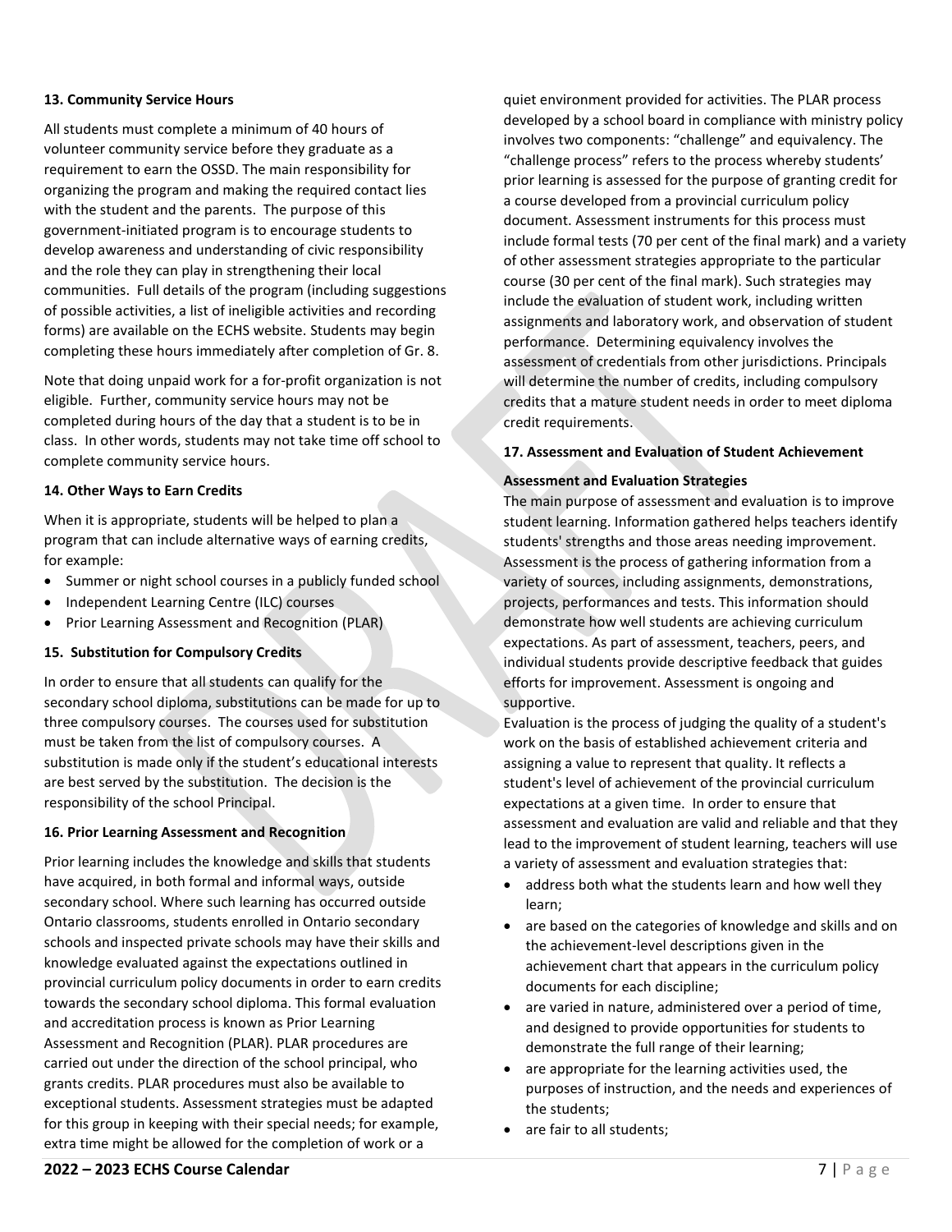#### 13. Community Service Hours

All students must complete a minimum of 40 hours of volunteer community service before they graduate as a requirement to earn the OSSD. The main responsibility for organizing the program and making the required contact lies with the student and the parents. The purpose of this government-initiated program is to encourage students to develop awareness and understanding of civic responsibility and the role they can play in strengthening their local communities. Full details of the program (including suggestions of possible activities, a list of ineligible activities and recording forms) are available on the ECHS website. Students may begin completing these hours immediately after completion of Gr. 8.

Note that doing unpaid work for a for-profit organization is not eligible. Further, community service hours may not be completed during hours of the day that a student is to be in class. In other words, students may not take time off school to complete community service hours.

#### 14. Other Ways to Earn Credits

When it is appropriate, students will be helped to plan a program that can include alternative ways of earning credits, for example:

- Summer or night school courses in a publicly funded school
- Independent Learning Centre (ILC) courses
- Prior Learning Assessment and Recognition (PLAR)

#### 15. Substitution for Compulsory Credits

In order to ensure that all students can qualify for the secondary school diploma, substitutions can be made for up to three compulsory courses. The courses used for substitution must be taken from the list of compulsory courses. A substitution is made only if the student's educational interests are best served by the substitution. The decision is the responsibility of the school Principal.

#### 16. Prior Learning Assessment and Recognition

Prior learning includes the knowledge and skills that students have acquired, in both formal and informal ways, outside secondary school. Where such learning has occurred outside Ontario classrooms, students enrolled in Ontario secondary schools and inspected private schools may have their skills and knowledge evaluated against the expectations outlined in provincial curriculum policy documents in order to earn credits towards the secondary school diploma. This formal evaluation and accreditation process is known as Prior Learning Assessment and Recognition (PLAR). PLAR procedures are carried out under the direction of the school principal, who grants credits. PLAR procedures must also be available to exceptional students. Assessment strategies must be adapted for this group in keeping with their special needs; for example, extra time might be allowed for the completion of work or a quiet environment provided for activities. The PLAR process developed by a school board in compliance with ministry policy involves two components: "challenge" and equivalency. The "challenge process" refers to the process whereby students' prior learning is assessed for the purpose of granting credit for a course developed from a provincial curriculum policy document. Assessment instruments for this process must include formal tests (70 per cent of the final mark) and a variety of other assessment strategies appropriate to the particular course (30 per cent of the final mark). Such strategies may include the evaluation of student work, including written assignments and laboratory work, and observation of student performance. Determining equivalency involves the assessment of credentials from other jurisdictions. Principals will determine the number of credits, including compulsory credits that a mature student needs in order to meet diploma credit requirements.

#### 17. Assessment and Evaluation of Student Achievement

**Assessment and Evaluation Strategies**

The main purpose of assessment and evaluation is to improve student learning. Information gathered helps teachers identify students' strengths and those areas needing improvement. Assessment is the process of gathering information from a variety of sources, including assignments, demonstrations, projects, performances and tests. This information should demonstrate how well students are achieving curriculum expectations. As part of assessment, teachers, peers, and individual students provide descriptive feedback that guides efforts for improvement. Assessment is ongoing and supportive.

Evaluation is the process of judging the quality of a student's work on the basis of established achievement criteria and assigning a value to represent that quality. It reflects a student's level of achievement of the provincial curriculum expectations at a given time. In order to ensure that assessment and evaluation are valid and reliable and that they lead to the improvement of student learning, teachers will use a variety of assessment and evaluation strategies that:

- address both what the students learn and how well they learn;
- are based on the categories of knowledge and skills and on the achievement-level descriptions given in the achievement chart that appears in the curriculum policy documents for each discipline;
- are varied in nature, administered over a period of time, and designed to provide opportunities for students to demonstrate the full range of their learning;
- are appropriate for the learning activities used, the purposes of instruction, and the needs and experiences of the students;
- are fair to all students;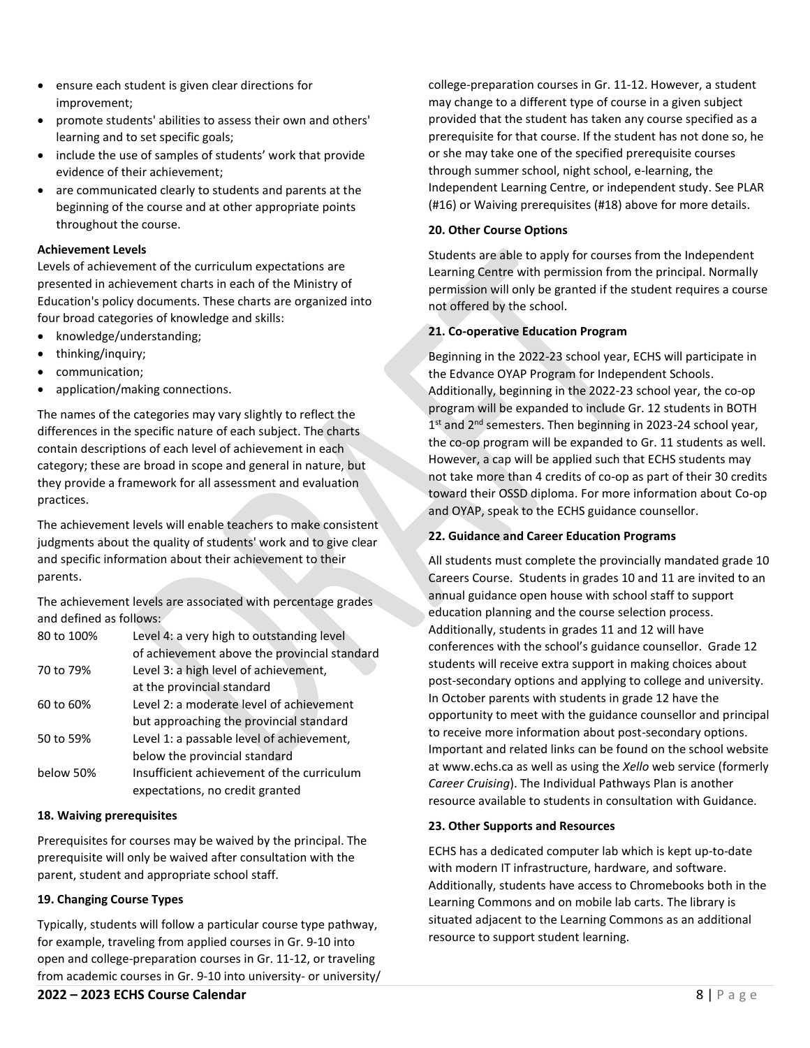- ensure each student is given clear directions for improvement;
- promote students' abilities to assess their own and others' learning and to set specific goals;
- include the use of samples of students' work that provide evidence of their achievement;
- are communicated clearly to students and parents at the beginning of the course and at other appropriate points throughout the course.

**Achievement Levels**

Levels of achievement of the curriculum expectations are presented in achievement charts in each of the Ministry of Education's policy documents. These charts are organized into four broad categories of knowledge and skills:

- knowledge/understanding;
- thinking/inquiry;
- communication;
- application/making connections.

The names of the categories may vary slightly to reflect the differences in the specific nature of each subject. The charts contain descriptions of each level of achievement in each category; these are broad in scope and general in nature, but they provide a framework for all assessment and evaluation practices.

The achievement levels will enable teachers to make consistent judgments about the quality of students' work and to give clear and specific information about their achievement to their parents.

The achievement levels are associated with percentage grades and defined as follows:

| | |
|---|---|
| 80 to 100% | Level 4: a very high to outstanding level of achievement above the provincial standard |
| 70 to 79% | Level 3: a high level of achievement, at the provincial standard |
| 60 to 60% | Level 2: a moderate level of achievement but approaching the provincial standard |
| 50 to 59% | Level 1: a passable level of achievement, below the provincial standard |
| below 50% | Insufficient achievement of the curriculum expectations, no credit granted |

**18. Waiving prerequisites**

Prerequisites for courses may be waived by the principal. The prerequisite will only be waived after consultation with the parent, student and appropriate school staff.

**19. Changing Course Types**

Typically, students will follow a particular course type pathway, for example, traveling from applied courses in Gr. 9-10 into open and college-preparation courses in Gr. 11-12, or traveling from academic courses in Gr. 9-10 into university- or university/college-preparation courses in Gr. 11-12. However, a student may change to a different type of course in a given subject provided that the student has taken any course specified as a prerequisite for that course. If the student has not done so, he or she may take one of the specified prerequisite courses through summer school, night school, e-learning, the Independent Learning Centre, or independent study. See PLAR (#16) or Waiving prerequisites (#18) above for more details.

**20. Other Course Options**

Students are able to apply for courses from the Independent Learning Centre with permission from the principal. Normally permission will only be granted if the student requires a course not offered by the school.

**21. Co-operative Education Program**

Beginning in the 2022-23 school year, ECHS will participate in the Edvance OYAP Program for Independent Schools. Additionally, beginning in the 2022-23 school year, the co-op program will be expanded to include Gr. 12 students in BOTH 1st and 2nd semesters. Then beginning in 2023-24 school year, the co-op program will be expanded to Gr. 11 students as well. However, a cap will be applied such that ECHS students may not take more than 4 credits of co-op as part of their 30 credits toward their OSSD diploma. For more information about Co-op and OYAP, speak to the ECHS guidance counsellor.

**22. Guidance and Career Education Programs**

All students must complete the provincially mandated grade 10 Careers Course. Students in grades 10 and 11 are invited to an annual guidance open house with school staff to support education planning and the course selection process. Additionally, students in grades 11 and 12 will have conferences with the school's guidance counsellor. Grade 12 students will receive extra support in making choices about post-secondary options and applying to college and university. In October parents with students in grade 12 have the opportunity to meet with the guidance counsellor and principal to receive more information about post-secondary options. Important and related links can be found on the school website at www.echs.ca as well as using the *Xello* web service (formerly *Career Cruising*). The Individual Pathways Plan is another resource available to students in consultation with Guidance.

**23. Other Supports and Resources**

ECHS has a dedicated computer lab which is kept up-to-date with modern IT infrastructure, hardware, and software. Additionally, students have access to Chromebooks both in the Learning Commons and on mobile lab carts. The library is situated adjacent to the Learning Commons as an additional resource to support student learning.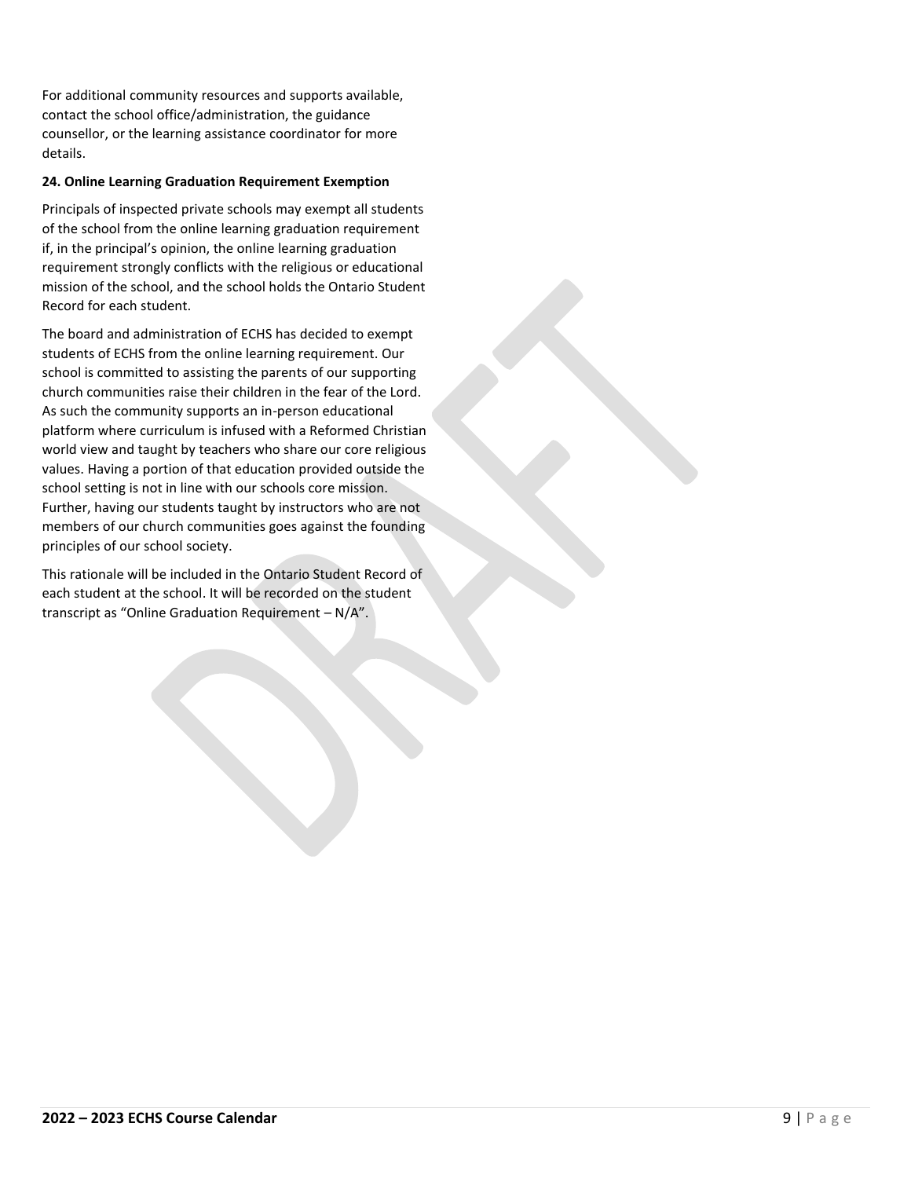For additional community resources and supports available, contact the school office/administration, the guidance counsellor, or the learning assistance coordinator for more details.

**24. Online Learning Graduation Requirement Exemption**

Principals of inspected private schools may exempt all students of the school from the online learning graduation requirement if, in the principal's opinion, the online learning graduation requirement strongly conflicts with the religious or educational mission of the school, and the school holds the Ontario Student Record for each student.

The board and administration of ECHS has decided to exempt students of ECHS from the online learning requirement. Our school is committed to assisting the parents of our supporting church communities raise their children in the fear of the Lord. As such the community supports an in-person educational platform where curriculum is infused with a Reformed Christian world view and taught by teachers who share our core religious values. Having a portion of that education provided outside the school setting is not in line with our schools core mission. Further, having our students taught by instructors who are not members of our church communities goes against the founding principles of our school society.

This rationale will be included in the Ontario Student Record of each student at the school. It will be recorded on the student transcript as "Online Graduation Requirement – N/A".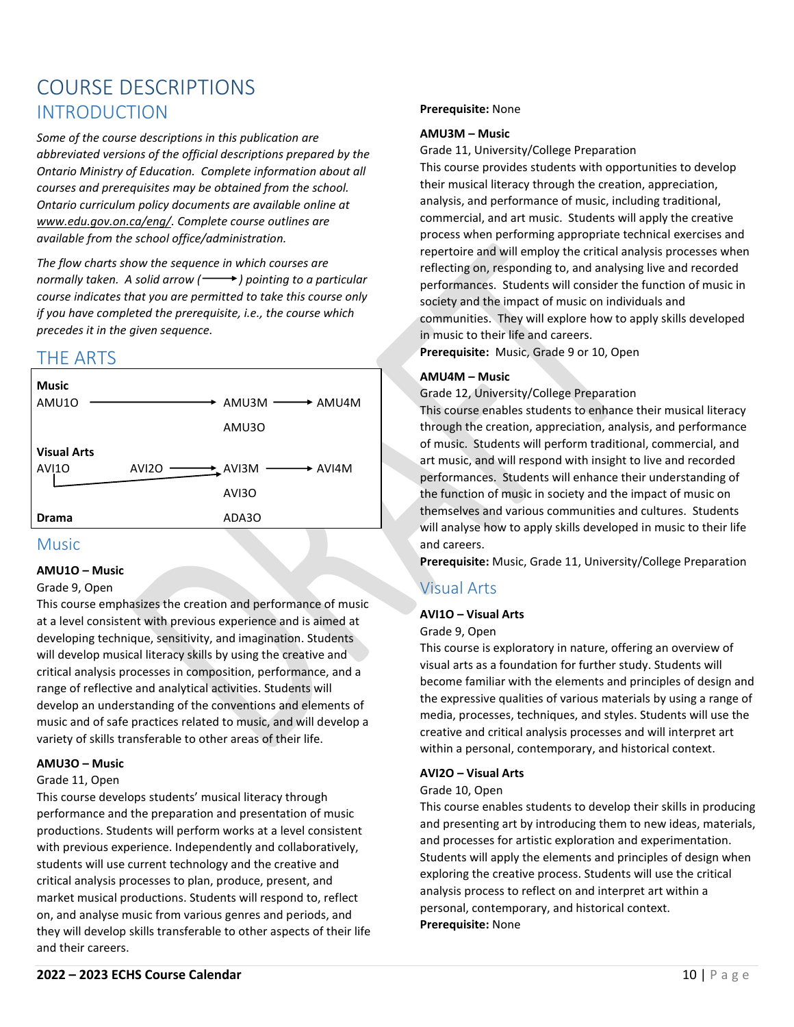# COURSE DESCRIPTIONS

## INTRODUCTION

*Some of the course descriptions in this publication are abbreviated versions of the official descriptions prepared by the Ontario Ministry of Education. Complete information about all courses and prerequisites may be obtained from the school. Ontario curriculum policy documents are available online at www.edu.gov.on.ca/eng/. Complete course outlines are available from the school office/administration.*

*The flow charts show the sequence in which courses are normally taken. A solid arrow (⟶) pointing to a particular course indicates that you are permitted to take this course only if you have completed the prerequisite, i.e., the course which precedes it in the given sequence.*

## THE ARTS

**Music**
AMU1O ⟶ AMU3M ⟶ AMU4M
AMU3O

**Visual Arts**
AVI1O ⟶ AVI3M (also AVI2O ⟶ AVI3M) ⟶ AVI4M
AVI3O

**Drama**
ADA3O

### Music

**AMU1O – Music**
Grade 9, Open
This course emphasizes the creation and performance of music at a level consistent with previous experience and is aimed at developing technique, sensitivity, and imagination. Students will develop musical literacy skills by using the creative and critical analysis processes in composition, performance, and a range of reflective and analytical activities. Students will develop an understanding of the conventions and elements of music and of safe practices related to music, and will develop a variety of skills transferable to other areas of their life.

**AMU3O – Music**
Grade 11, Open
This course develops students' musical literacy through performance and the preparation and presentation of music productions. Students will perform works at a level consistent with previous experience. Independently and collaboratively, students will use current technology and the creative and critical analysis processes to plan, produce, present, and market musical productions. Students will respond to, reflect on, and analyse music from various genres and periods, and they will develop skills transferable to other aspects of their life and their careers.
**Prerequisite:** None

**AMU3M – Music**
Grade 11, University/College Preparation
This course provides students with opportunities to develop their musical literacy through the creation, appreciation, analysis, and performance of music, including traditional, commercial, and art music. Students will apply the creative process when performing appropriate technical exercises and repertoire and will employ the critical analysis processes when reflecting on, responding to, and analysing live and recorded performances. Students will consider the function of music in society and the impact of music on individuals and communities. They will explore how to apply skills developed in music to their life and careers.
**Prerequisite:** Music, Grade 9 or 10, Open

**AMU4M – Music**
Grade 12, University/College Preparation
This course enables students to enhance their musical literacy through the creation, appreciation, analysis, and performance of music. Students will perform traditional, commercial, and art music, and will respond with insight to live and recorded performances. Students will enhance their understanding of the function of music in society and the impact of music on themselves and various communities and cultures. Students will analyse how to apply skills developed in music to their life and careers.
**Prerequisite:** Music, Grade 11, University/College Preparation

### Visual Arts

**AVI1O – Visual Arts**
Grade 9, Open
This course is exploratory in nature, offering an overview of visual arts as a foundation for further study. Students will become familiar with the elements and principles of design and the expressive qualities of various materials by using a range of media, processes, techniques, and styles. Students will use the creative and critical analysis processes and will interpret art within a personal, contemporary, and historical context.

**AVI2O – Visual Arts**
Grade 10, Open
This course enables students to develop their skills in producing and presenting art by introducing them to new ideas, materials, and processes for artistic exploration and experimentation. Students will apply the elements and principles of design when exploring the creative process. Students will use the critical analysis process to reflect on and interpret art within a personal, contemporary, and historical context.
**Prerequisite:** None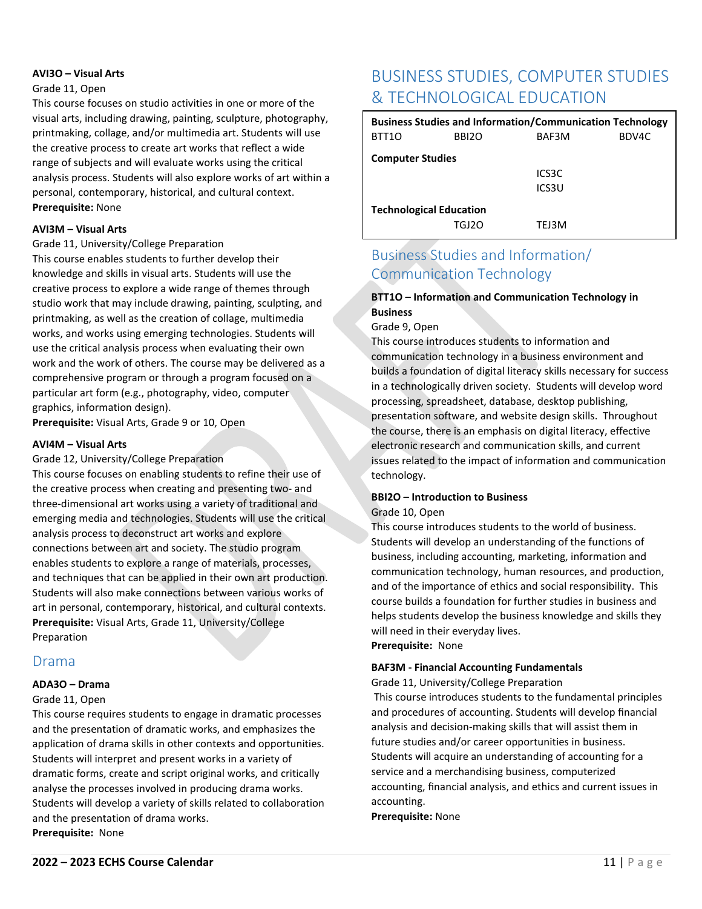**AVI3O – Visual Arts**

Grade 11, Open

This course focuses on studio activities in one or more of the visual arts, including drawing, painting, sculpture, photography, printmaking, collage, and/or multimedia art. Students will use the creative process to create art works that reflect a wide range of subjects and will evaluate works using the critical analysis process. Students will also explore works of art within a personal, contemporary, historical, and cultural context.

**Prerequisite:** None

**AVI3M – Visual Arts**

Grade 11, University/College Preparation

This course enables students to further develop their knowledge and skills in visual arts. Students will use the creative process to explore a wide range of themes through studio work that may include drawing, painting, sculpting, and printmaking, as well as the creation of collage, multimedia works, and works using emerging technologies. Students will use the critical analysis process when evaluating their own work and the work of others. The course may be delivered as a comprehensive program or through a program focused on a particular art form (e.g., photography, video, computer graphics, information design).

**Prerequisite:** Visual Arts, Grade 9 or 10, Open

**AVI4M – Visual Arts**

Grade 12, University/College Preparation

This course focuses on enabling students to refine their use of the creative process when creating and presenting two- and three-dimensional art works using a variety of traditional and emerging media and technologies. Students will use the critical analysis process to deconstruct art works and explore connections between art and society. The studio program enables students to explore a range of materials, processes, and techniques that can be applied in their own art production. Students will also make connections between various works of art in personal, contemporary, historical, and cultural contexts.

**Prerequisite:** Visual Arts, Grade 11, University/College Preparation

## Drama

**ADA3O – Drama**

Grade 11, Open

This course requires students to engage in dramatic processes and the presentation of dramatic works, and emphasizes the application of drama skills in other contexts and opportunities. Students will interpret and present works in a variety of dramatic forms, create and script original works, and critically analyse the processes involved in producing drama works. Students will develop a variety of skills related to collaboration and the presentation of drama works.

**Prerequisite:** None

# BUSINESS STUDIES, COMPUTER STUDIES & TECHNOLOGICAL EDUCATION

| **Business Studies and Information/Communication Technology** | | | |
|---|---|---|---|
| BTT1O | BBI2O | BAF3M | BDV4C |
| **Computer Studies** | | | |
| | | ICS3C | |
| | | ICS3U | |
| **Technological Education** | | | |
| | TGJ2O | TEJ3M | |

## Business Studies and Information/ Communication Technology

**BTT1O – Information and Communication Technology in Business**

Grade 9, Open

This course introduces students to information and communication technology in a business environment and builds a foundation of digital literacy skills necessary for success in a technologically driven society. Students will develop word processing, spreadsheet, database, desktop publishing, presentation software, and website design skills. Throughout the course, there is an emphasis on digital literacy, effective electronic research and communication skills, and current issues related to the impact of information and communication technology.

**BBI2O – Introduction to Business**

Grade 10, Open

This course introduces students to the world of business. Students will develop an understanding of the functions of business, including accounting, marketing, information and communication technology, human resources, and production, and of the importance of ethics and social responsibility. This course builds a foundation for further studies in business and helps students develop the business knowledge and skills they will need in their everyday lives.

**Prerequisite:** None

**BAF3M - Financial Accounting Fundamentals**

Grade 11, University/College Preparation

This course introduces students to the fundamental principles and procedures of accounting. Students will develop financial analysis and decision-making skills that will assist them in future studies and/or career opportunities in business. Students will acquire an understanding of accounting for a service and a merchandising business, computerized accounting, financial analysis, and ethics and current issues in accounting.

**Prerequisite:** None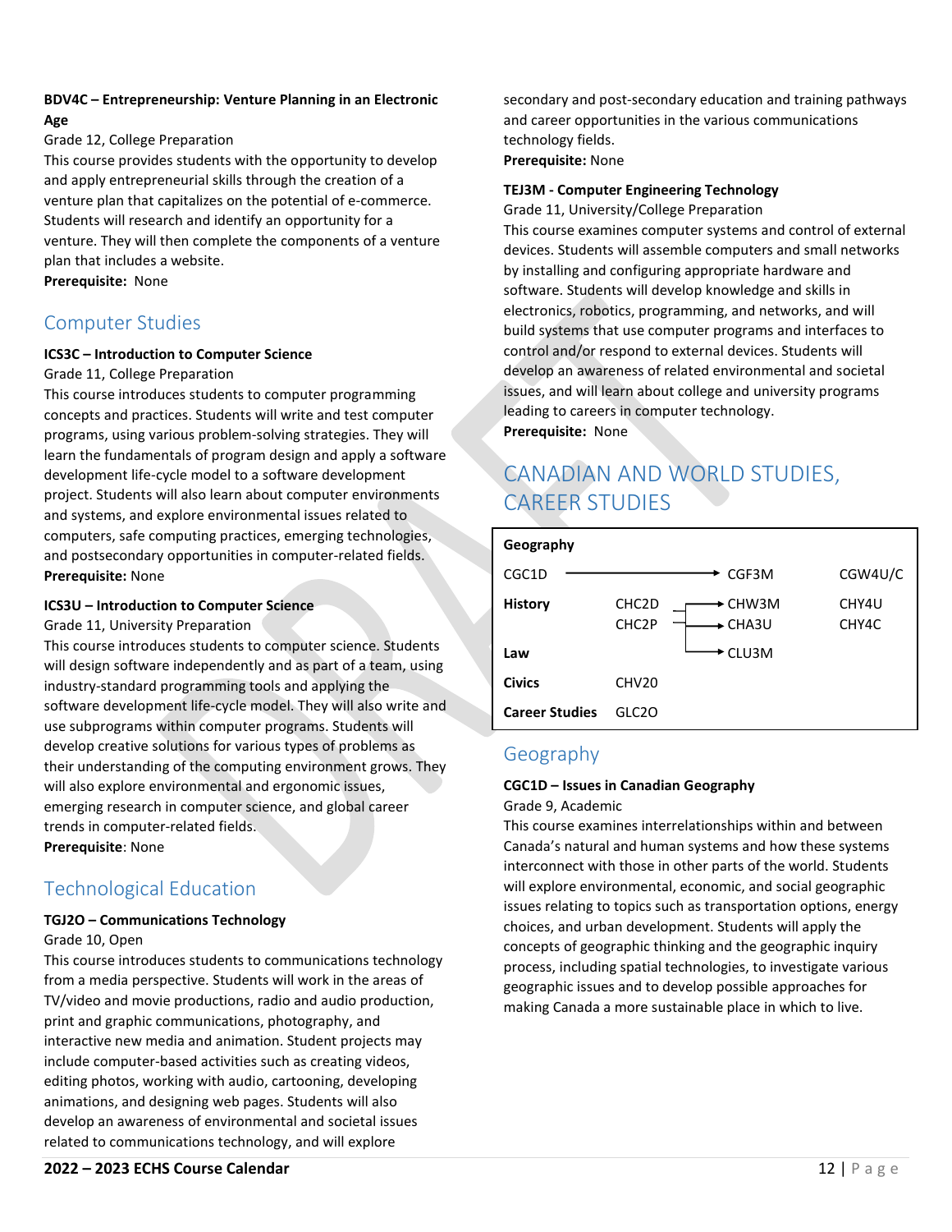**BDV4C – Entrepreneurship: Venture Planning in an Electronic Age**
Grade 12, College Preparation
This course provides students with the opportunity to develop and apply entrepreneurial skills through the creation of a venture plan that capitalizes on the potential of e-commerce. Students will research and identify an opportunity for a venture. They will then complete the components of a venture plan that includes a website.
**Prerequisite:** None

## Computer Studies

**ICS3C – Introduction to Computer Science**
Grade 11, College Preparation
This course introduces students to computer programming concepts and practices. Students will write and test computer programs, using various problem-solving strategies. They will learn the fundamentals of program design and apply a software development life-cycle model to a software development project. Students will also learn about computer environments and systems, and explore environmental issues related to computers, safe computing practices, emerging technologies, and postsecondary opportunities in computer-related fields.
**Prerequisite:** None

**ICS3U – Introduction to Computer Science**
Grade 11, University Preparation
This course introduces students to computer science. Students will design software independently and as part of a team, using industry-standard programming tools and applying the software development life-cycle model. They will also write and use subprograms within computer programs. Students will develop creative solutions for various types of problems as their understanding of the computing environment grows. They will also explore environmental and ergonomic issues, emerging research in computer science, and global career trends in computer-related fields.
**Prerequisite**: None

## Technological Education

**TGJ2O – Communications Technology**
Grade 10, Open
This course introduces students to communications technology from a media perspective. Students will work in the areas of TV/video and movie productions, radio and audio production, print and graphic communications, photography, and interactive new media and animation. Student projects may include computer-based activities such as creating videos, editing photos, working with audio, cartooning, developing animations, and designing web pages. Students will also develop an awareness of environmental and societal issues related to communications technology, and will explore secondary and post-secondary education and training pathways and career opportunities in the various communications technology fields.
**Prerequisite:** None

**TEJ3M - Computer Engineering Technology**
Grade 11, University/College Preparation
This course examines computer systems and control of external devices. Students will assemble computers and small networks by installing and configuring appropriate hardware and software. Students will develop knowledge and skills in electronics, robotics, programming, and networks, and will build systems that use computer programs and interfaces to control and/or respond to external devices. Students will develop an awareness of related environmental and societal issues, and will learn about college and university programs leading to careers in computer technology.
**Prerequisite:** None

# CANADIAN AND WORLD STUDIES, CAREER STUDIES

| | | | |
|---|---|---|---|
| **Geography** | | | |
| CGC1D → | | CGF3M | CGW4U/C |
| **History** | CHC2D → | CHW3M | CHY4U |
| | CHC2P → | CHA3U | CHY4C |
| **Law** | → | CLU3M | |
| **Civics** | CHV2O | | |
| **Career Studies** | GLC2O | | |

## Geography

**CGC1D – Issues in Canadian Geography**
Grade 9, Academic
This course examines interrelationships within and between Canada's natural and human systems and how these systems interconnect with those in other parts of the world. Students will explore environmental, economic, and social geographic issues relating to topics such as transportation options, energy choices, and urban development. Students will apply the concepts of geographic thinking and the geographic inquiry process, including spatial technologies, to investigate various geographic issues and to develop possible approaches for making Canada a more sustainable place in which to live.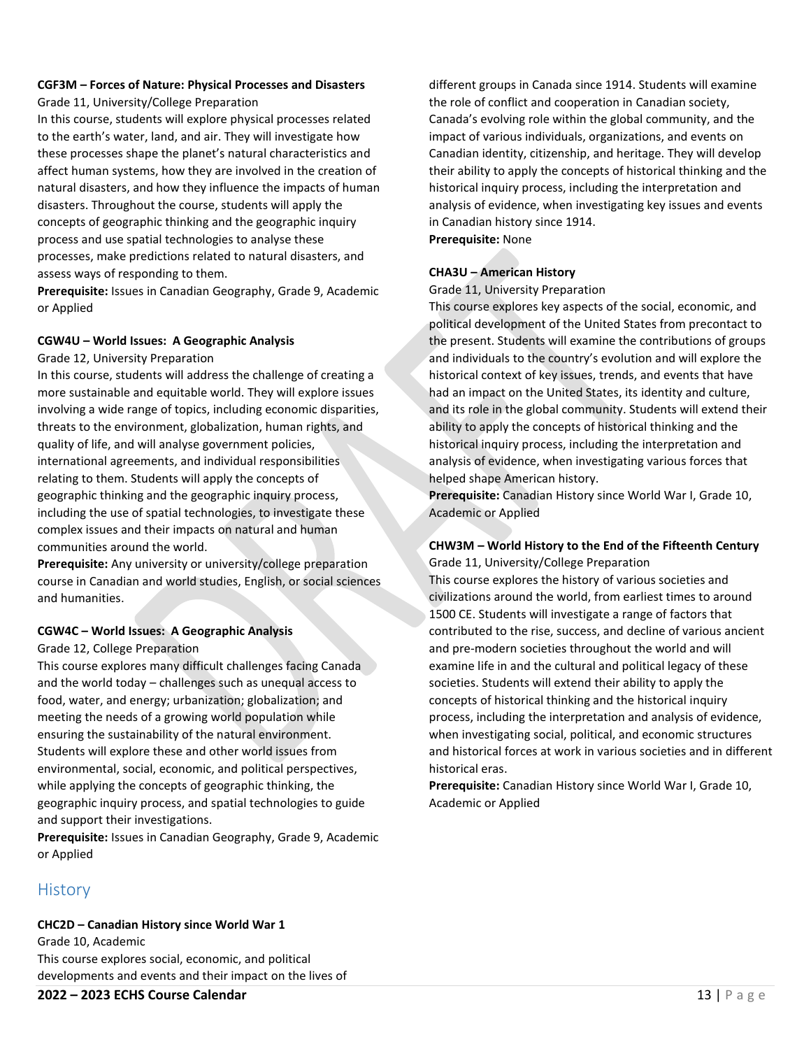**CGF3M – Forces of Nature: Physical Processes and Disasters**
Grade 11, University/College Preparation
In this course, students will explore physical processes related to the earth's water, land, and air. They will investigate how these processes shape the planet's natural characteristics and affect human systems, how they are involved in the creation of natural disasters, and how they influence the impacts of human disasters. Throughout the course, students will apply the concepts of geographic thinking and the geographic inquiry process and use spatial technologies to analyse these processes, make predictions related to natural disasters, and assess ways of responding to them.
**Prerequisite:** Issues in Canadian Geography, Grade 9, Academic or Applied

**CGW4U – World Issues: A Geographic Analysis**
Grade 12, University Preparation
In this course, students will address the challenge of creating a more sustainable and equitable world. They will explore issues involving a wide range of topics, including economic disparities, threats to the environment, globalization, human rights, and quality of life, and will analyse government policies, international agreements, and individual responsibilities relating to them. Students will apply the concepts of geographic thinking and the geographic inquiry process, including the use of spatial technologies, to investigate these complex issues and their impacts on natural and human communities around the world.
**Prerequisite:** Any university or university/college preparation course in Canadian and world studies, English, or social sciences and humanities.

**CGW4C – World Issues: A Geographic Analysis**
Grade 12, College Preparation
This course explores many difficult challenges facing Canada and the world today – challenges such as unequal access to food, water, and energy; urbanization; globalization; and meeting the needs of a growing world population while ensuring the sustainability of the natural environment. Students will explore these and other world issues from environmental, social, economic, and political perspectives, while applying the concepts of geographic thinking, the geographic inquiry process, and spatial technologies to guide and support their investigations.
**Prerequisite:** Issues in Canadian Geography, Grade 9, Academic or Applied

## History

**CHC2D – Canadian History since World War 1**
Grade 10, Academic
This course explores social, economic, and political developments and events and their impact on the lives of different groups in Canada since 1914. Students will examine the role of conflict and cooperation in Canadian society, Canada's evolving role within the global community, and the impact of various individuals, organizations, and events on Canadian identity, citizenship, and heritage. They will develop their ability to apply the concepts of historical thinking and the historical inquiry process, including the interpretation and analysis of evidence, when investigating key issues and events in Canadian history since 1914.
**Prerequisite:** None

**CHA3U – American History**
Grade 11, University Preparation
This course explores key aspects of the social, economic, and political development of the United States from precontact to the present. Students will examine the contributions of groups and individuals to the country's evolution and will explore the historical context of key issues, trends, and events that have had an impact on the United States, its identity and culture, and its role in the global community. Students will extend their ability to apply the concepts of historical thinking and the historical inquiry process, including the interpretation and analysis of evidence, when investigating various forces that helped shape American history.
**Prerequisite:** Canadian History since World War I, Grade 10, Academic or Applied

**CHW3M – World History to the End of the Fifteenth Century**
Grade 11, University/College Preparation
This course explores the history of various societies and civilizations around the world, from earliest times to around 1500 CE. Students will investigate a range of factors that contributed to the rise, success, and decline of various ancient and pre-modern societies throughout the world and will examine life in and the cultural and political legacy of these societies. Students will extend their ability to apply the concepts of historical thinking and the historical inquiry process, including the interpretation and analysis of evidence, when investigating social, political, and economic structures and historical forces at work in various societies and in different historical eras.
**Prerequisite:** Canadian History since World War I, Grade 10, Academic or Applied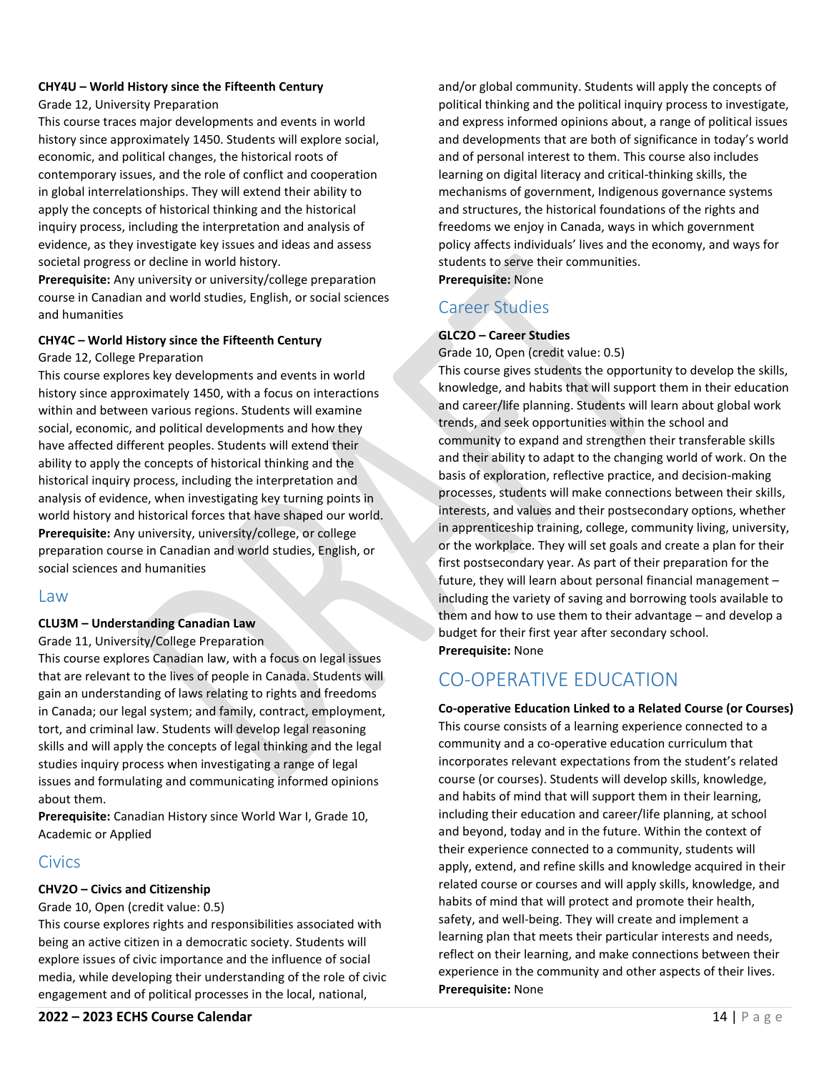**CHY4U – World History since the Fifteenth Century**

Grade 12, University Preparation

This course traces major developments and events in world history since approximately 1450. Students will explore social, economic, and political changes, the historical roots of contemporary issues, and the role of conflict and cooperation in global interrelationships. They will extend their ability to apply the concepts of historical thinking and the historical inquiry process, including the interpretation and analysis of evidence, as they investigate key issues and ideas and assess societal progress or decline in world history.

**Prerequisite:** Any university or university/college preparation course in Canadian and world studies, English, or social sciences and humanities

**CHY4C – World History since the Fifteenth Century**

Grade 12, College Preparation

This course explores key developments and events in world history since approximately 1450, with a focus on interactions within and between various regions. Students will examine social, economic, and political developments and how they have affected different peoples. Students will extend their ability to apply the concepts of historical thinking and the historical inquiry process, including the interpretation and analysis of evidence, when investigating key turning points in world history and historical forces that have shaped our world.

**Prerequisite:** Any university, university/college, or college preparation course in Canadian and world studies, English, or social sciences and humanities

## Law

**CLU3M – Understanding Canadian Law**

Grade 11, University/College Preparation

This course explores Canadian law, with a focus on legal issues that are relevant to the lives of people in Canada. Students will gain an understanding of laws relating to rights and freedoms in Canada; our legal system; and family, contract, employment, tort, and criminal law. Students will develop legal reasoning skills and will apply the concepts of legal thinking and the legal studies inquiry process when investigating a range of legal issues and formulating and communicating informed opinions about them.

**Prerequisite:** Canadian History since World War I, Grade 10, Academic or Applied

## Civics

**CHV2O – Civics and Citizenship**

Grade 10, Open (credit value: 0.5)

This course explores rights and responsibilities associated with being an active citizen in a democratic society. Students will explore issues of civic importance and the influence of social media, while developing their understanding of the role of civic engagement and of political processes in the local, national, and/or global community. Students will apply the concepts of political thinking and the political inquiry process to investigate, and express informed opinions about, a range of political issues and developments that are both of significance in today's world and of personal interest to them. This course also includes learning on digital literacy and critical-thinking skills, the mechanisms of government, Indigenous governance systems and structures, the historical foundations of the rights and freedoms we enjoy in Canada, ways in which government policy affects individuals' lives and the economy, and ways for students to serve their communities.

**Prerequisite:** None

## Career Studies

**GLC2O – Career Studies**

Grade 10, Open (credit value: 0.5)

This course gives students the opportunity to develop the skills, knowledge, and habits that will support them in their education and career/life planning. Students will learn about global work trends, and seek opportunities within the school and community to expand and strengthen their transferable skills and their ability to adapt to the changing world of work. On the basis of exploration, reflective practice, and decision-making processes, students will make connections between their skills, interests, and values and their postsecondary options, whether in apprenticeship training, college, community living, university, or the workplace. They will set goals and create a plan for their first postsecondary year. As part of their preparation for the future, they will learn about personal financial management – including the variety of saving and borrowing tools available to them and how to use them to their advantage – and develop a budget for their first year after secondary school.

**Prerequisite:** None

# CO-OPERATIVE EDUCATION

**Co-operative Education Linked to a Related Course (or Courses)**

This course consists of a learning experience connected to a community and a co-operative education curriculum that incorporates relevant expectations from the student's related course (or courses). Students will develop skills, knowledge, and habits of mind that will support them in their learning, including their education and career/life planning, at school and beyond, today and in the future. Within the context of their experience connected to a community, students will apply, extend, and refine skills and knowledge acquired in their related course or courses and will apply skills, knowledge, and habits of mind that will protect and promote their health, safety, and well-being. They will create and implement a learning plan that meets their particular interests and needs, reflect on their learning, and make connections between their experience in the community and other aspects of their lives.

**Prerequisite:** None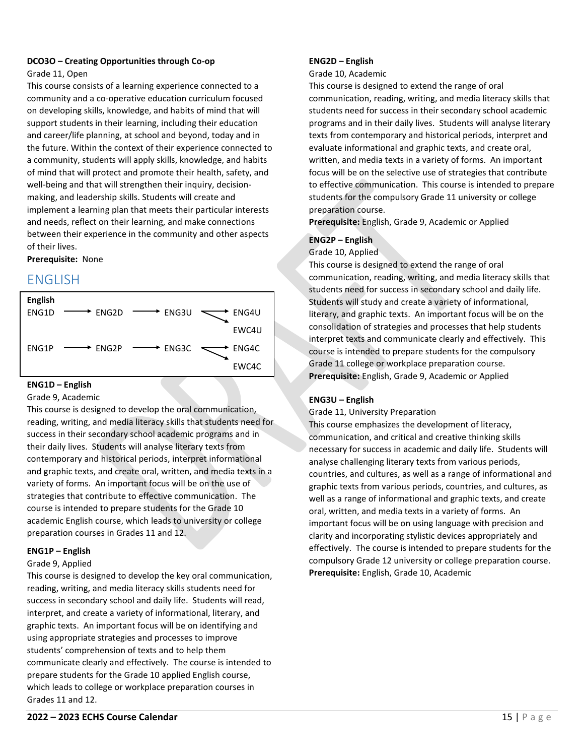**DCO3O – Creating Opportunities through Co-op**

Grade 11, Open

This course consists of a learning experience connected to a community and a co-operative education curriculum focused on developing skills, knowledge, and habits of mind that will support students in their learning, including their education and career/life planning, at school and beyond, today and in the future. Within the context of their experience connected to a community, students will apply skills, knowledge, and habits of mind that will protect and promote their health, safety, and well-being and that will strengthen their inquiry, decision-making, and leadership skills. Students will create and implement a learning plan that meets their particular interests and needs, reflect on their learning, and make connections between their experience in the community and other aspects of their lives.

**Prerequisite:** None

## ENGLISH

**English**

| | | | |
|---|---|---|---|
| ENG1D → | ENG2D → | ENG3U → | ENG4U / EWC4U |
| ENG1P → | ENG2P → | ENG3C → | ENG4C / EWC4C |

**ENG1D – English**

Grade 9, Academic

This course is designed to develop the oral communication, reading, writing, and media literacy skills that students need for success in their secondary school academic programs and in their daily lives. Students will analyse literary texts from contemporary and historical periods, interpret informational and graphic texts, and create oral, written, and media texts in a variety of forms. An important focus will be on the use of strategies that contribute to effective communication. The course is intended to prepare students for the Grade 10 academic English course, which leads to university or college preparation courses in Grades 11 and 12.

**ENG1P – English**

Grade 9, Applied

This course is designed to develop the key oral communication, reading, writing, and media literacy skills students need for success in secondary school and daily life. Students will read, interpret, and create a variety of informational, literary, and graphic texts. An important focus will be on identifying and using appropriate strategies and processes to improve students' comprehension of texts and to help them communicate clearly and effectively. The course is intended to prepare students for the Grade 10 applied English course, which leads to college or workplace preparation courses in Grades 11 and 12.

**ENG2D – English**

Grade 10, Academic

This course is designed to extend the range of oral communication, reading, writing, and media literacy skills that students need for success in their secondary school academic programs and in their daily lives. Students will analyse literary texts from contemporary and historical periods, interpret and evaluate informational and graphic texts, and create oral, written, and media texts in a variety of forms. An important focus will be on the selective use of strategies that contribute to effective communication. This course is intended to prepare students for the compulsory Grade 11 university or college preparation course.

**Prerequisite:** English, Grade 9, Academic or Applied

**ENG2P – English**

Grade 10, Applied

This course is designed to extend the range of oral communication, reading, writing, and media literacy skills that students need for success in secondary school and daily life. Students will study and create a variety of informational, literary, and graphic texts. An important focus will be on the consolidation of strategies and processes that help students interpret texts and communicate clearly and effectively. This course is intended to prepare students for the compulsory Grade 11 college or workplace preparation course.

**Prerequisite:** English, Grade 9, Academic or Applied

**ENG3U – English**

Grade 11, University Preparation

This course emphasizes the development of literacy, communication, and critical and creative thinking skills necessary for success in academic and daily life. Students will analyse challenging literary texts from various periods, countries, and cultures, as well as a range of informational and graphic texts from various periods, countries, and cultures, as well as a range of informational and graphic texts, and create oral, written, and media texts in a variety of forms. An important focus will be on using language with precision and clarity and incorporating stylistic devices appropriately and effectively. The course is intended to prepare students for the compulsory Grade 12 university or college preparation course.

**Prerequisite:** English, Grade 10, Academic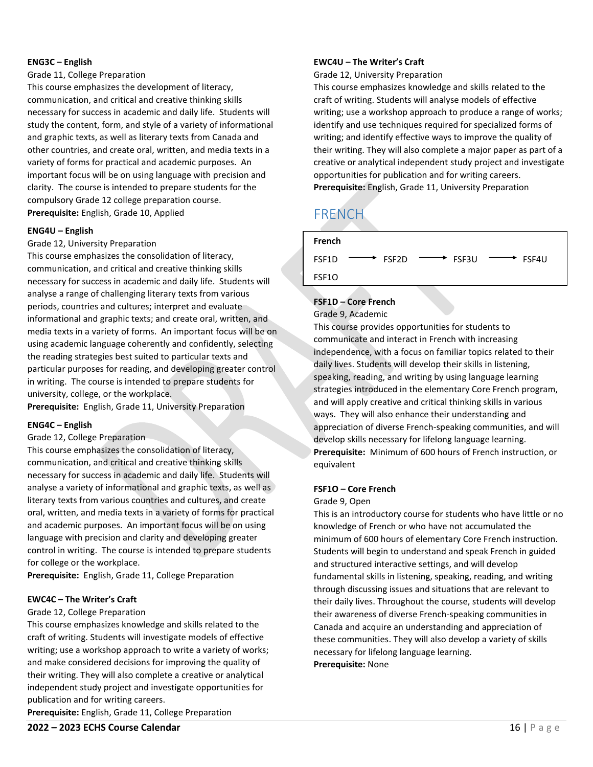**ENG3C – English**

Grade 11, College Preparation

This course emphasizes the development of literacy, communication, and critical and creative thinking skills necessary for success in academic and daily life. Students will study the content, form, and style of a variety of informational and graphic texts, as well as literary texts from Canada and other countries, and create oral, written, and media texts in a variety of forms for practical and academic purposes. An important focus will be on using language with precision and clarity. The course is intended to prepare students for the compulsory Grade 12 college preparation course.

**Prerequisite:** English, Grade 10, Applied

**ENG4U – English**

Grade 12, University Preparation

This course emphasizes the consolidation of literacy, communication, and critical and creative thinking skills necessary for success in academic and daily life. Students will analyse a range of challenging literary texts from various periods, countries and cultures; interpret and evaluate informational and graphic texts; and create oral, written, and media texts in a variety of forms. An important focus will be on using academic language coherently and confidently, selecting the reading strategies best suited to particular texts and particular purposes for reading, and developing greater control in writing. The course is intended to prepare students for university, college, or the workplace.

**Prerequisite:** English, Grade 11, University Preparation

**ENG4C – English**

Grade 12, College Preparation

This course emphasizes the consolidation of literacy, communication, and critical and creative thinking skills necessary for success in academic and daily life. Students will analyse a variety of informational and graphic texts, as well as literary texts from various countries and cultures, and create oral, written, and media texts in a variety of forms for practical and academic purposes. An important focus will be on using language with precision and clarity and developing greater control in writing. The course is intended to prepare students for college or the workplace.

**Prerequisite:** English, Grade 11, College Preparation

**EWC4C – The Writer's Craft**

Grade 12, College Preparation

This course emphasizes knowledge and skills related to the craft of writing. Students will investigate models of effective writing; use a workshop approach to write a variety of works; and make considered decisions for improving the quality of their writing. They will also complete a creative or analytical independent study project and investigate opportunities for publication and for writing careers.

**Prerequisite:** English, Grade 11, College Preparation

**EWC4U – The Writer's Craft**

Grade 12, University Preparation

This course emphasizes knowledge and skills related to the craft of writing. Students will analyse models of effective writing; use a workshop approach to produce a range of works; identify and use techniques required for specialized forms of writing; and identify effective ways to improve the quality of their writing. They will also complete a major paper as part of a creative or analytical independent study project and investigate opportunities for publication and for writing careers.

**Prerequisite:** English, Grade 11, University Preparation

## FRENCH

| French | | | |
|---|---|---|---|
| FSF1D → | FSF2D → | FSF3U → | FSF4U |
| FSF1O | | | |

**FSF1D – Core French**

Grade 9, Academic

This course provides opportunities for students to communicate and interact in French with increasing independence, with a focus on familiar topics related to their daily lives. Students will develop their skills in listening, speaking, reading, and writing by using language learning strategies introduced in the elementary Core French program, and will apply creative and critical thinking skills in various ways. They will also enhance their understanding and appreciation of diverse French-speaking communities, and will develop skills necessary for lifelong language learning.

**Prerequisite:** Minimum of 600 hours of French instruction, or equivalent

**FSF1O – Core French**

Grade 9, Open

This is an introductory course for students who have little or no knowledge of French or who have not accumulated the minimum of 600 hours of elementary Core French instruction. Students will begin to understand and speak French in guided and structured interactive settings, and will develop fundamental skills in listening, speaking, reading, and writing through discussing issues and situations that are relevant to their daily lives. Throughout the course, students will develop their awareness of diverse French-speaking communities in Canada and acquire an understanding and appreciation of these communities. They will also develop a variety of skills necessary for lifelong language learning.

**Prerequisite:** None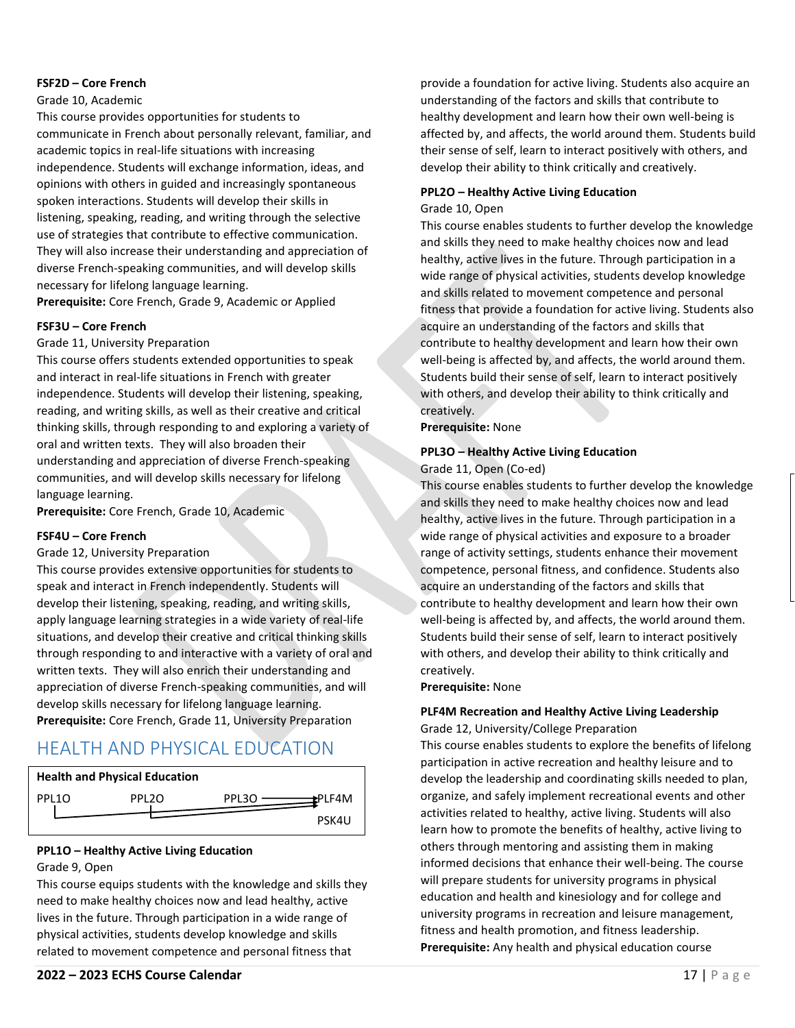**FSF2D – Core French**

Grade 10, Academic

This course provides opportunities for students to communicate in French about personally relevant, familiar, and academic topics in real-life situations with increasing independence. Students will exchange information, ideas, and opinions with others in guided and increasingly spontaneous spoken interactions. Students will develop their skills in listening, speaking, reading, and writing through the selective use of strategies that contribute to effective communication. They will also increase their understanding and appreciation of diverse French-speaking communities, and will develop skills necessary for lifelong language learning.

**Prerequisite:** Core French, Grade 9, Academic or Applied

**FSF3U – Core French**

Grade 11, University Preparation

This course offers students extended opportunities to speak and interact in real-life situations in French with greater independence. Students will develop their listening, speaking, reading, and writing skills, as well as their creative and critical thinking skills, through responding to and exploring a variety of oral and written texts. They will also broaden their understanding and appreciation of diverse French-speaking communities, and will develop skills necessary for lifelong language learning.

**Prerequisite:** Core French, Grade 10, Academic

**FSF4U – Core French**

Grade 12, University Preparation

This course provides extensive opportunities for students to speak and interact in French independently. Students will develop their listening, speaking, reading, and writing skills, apply language learning strategies in a wide variety of real-life situations, and develop their creative and critical thinking skills through responding to and interactive with a variety of oral and written texts. They will also enrich their understanding and appreciation of diverse French-speaking communities, and will develop skills necessary for lifelong language learning.

**Prerequisite:** Core French, Grade 11, University Preparation

## HEALTH AND PHYSICAL EDUCATION

| Health and Physical Education | | | |
|---|---|---|---|
| PPL1O | PPL2O | PPL3O → | PLF4M |
| | | | PSK4U |

**PPL1O – Healthy Active Living Education**

Grade 9, Open

This course equips students with the knowledge and skills they need to make healthy choices now and lead healthy, active lives in the future. Through participation in a wide range of physical activities, students develop knowledge and skills related to movement competence and personal fitness that provide a foundation for active living. Students also acquire an understanding of the factors and skills that contribute to healthy development and learn how their own well-being is affected by, and affects, the world around them. Students build their sense of self, learn to interact positively with others, and develop their ability to think critically and creatively.

**PPL2O – Healthy Active Living Education**

Grade 10, Open

This course enables students to further develop the knowledge and skills they need to make healthy choices now and lead healthy, active lives in the future. Through participation in a wide range of physical activities, students develop knowledge and skills related to movement competence and personal fitness that provide a foundation for active living. Students also acquire an understanding of the factors and skills that contribute to healthy development and learn how their own well-being is affected by, and affects, the world around them. Students build their sense of self, learn to interact positively with others, and develop their ability to think critically and creatively.

**Prerequisite:** None

**PPL3O – Healthy Active Living Education**

Grade 11, Open (Co-ed)

This course enables students to further develop the knowledge and skills they need to make healthy choices now and lead healthy, active lives in the future. Through participation in a wide range of physical activities and exposure to a broader range of activity settings, students enhance their movement competence, personal fitness, and confidence. Students also acquire an understanding of the factors and skills that contribute to healthy development and learn how their own well-being is affected by, and affects, the world around them. Students build their sense of self, learn to interact positively with others, and develop their ability to think critically and creatively.

**Prerequisite:** None

**PLF4M Recreation and Healthy Active Living Leadership**

Grade 12, University/College Preparation

This course enables students to explore the benefits of lifelong participation in active recreation and healthy leisure and to develop the leadership and coordinating skills needed to plan, organize, and safely implement recreational events and other activities related to healthy, active living. Students will also learn how to promote the benefits of healthy, active living to others through mentoring and assisting them in making informed decisions that enhance their well-being. The course will prepare students for university programs in physical education and health and kinesiology and for college and university programs in recreation and leisure management, fitness and health promotion, and fitness leadership.

**Prerequisite:** Any health and physical education course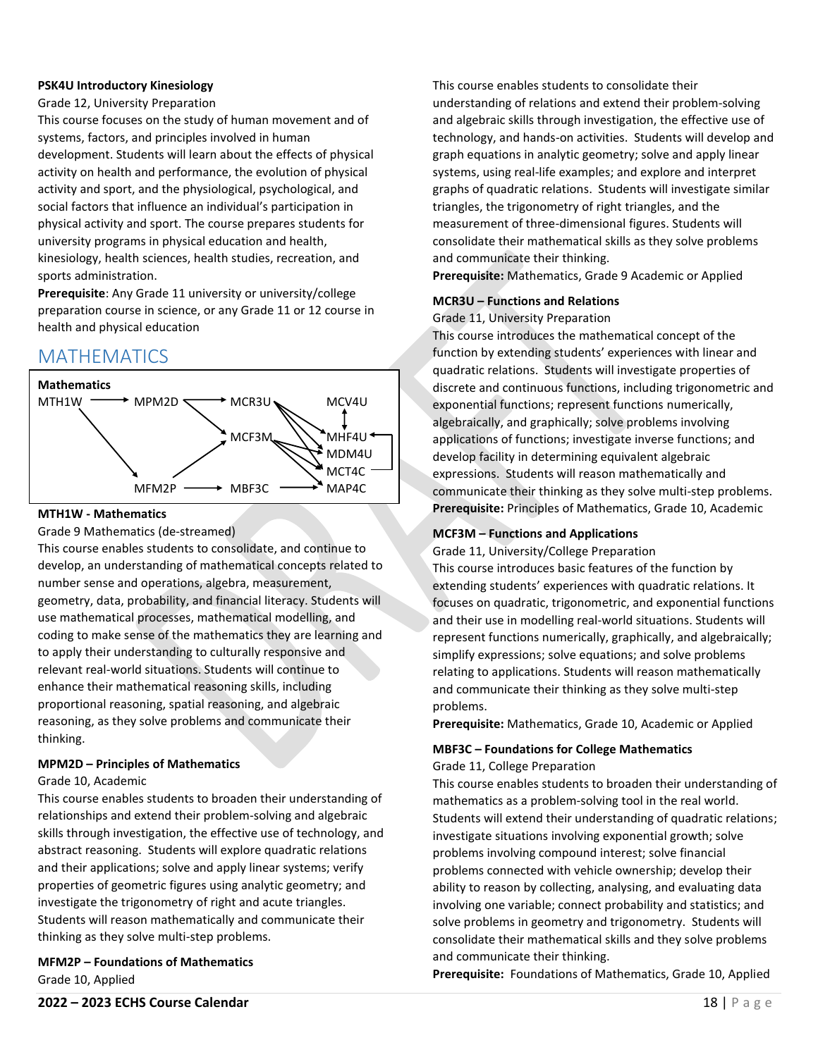**PSK4U Introductory Kinesiology**

Grade 12, University Preparation

This course focuses on the study of human movement and of systems, factors, and principles involved in human development. Students will learn about the effects of physical activity on health and performance, the evolution of physical activity and sport, and the physiological, psychological, and social factors that influence an individual's participation in physical activity and sport. The course prepares students for university programs in physical education and health, kinesiology, health sciences, health studies, recreation, and sports administration.

**Prerequisite**: Any Grade 11 university or university/college preparation course in science, or any Grade 11 or 12 course in health and physical education

## MATHEMATICS

**Mathematics**

MTH1W → MPM2D → MCR3U; MTH1W → MFM2P → MBF3C → MAP4C; MPM2D → MCF3M; MFM2P → MCF3M; MCR3U → MHF4U, MDM4U, MCT4C; MCF3M → MHF4U, MDM4U, MCT4C, MAP4C; MCV4U ↔ MHF4U; MCT4C → MHF4U

**MTH1W - Mathematics**

Grade 9 Mathematics (de-streamed)

This course enables students to consolidate, and continue to develop, an understanding of mathematical concepts related to number sense and operations, algebra, measurement, geometry, data, probability, and financial literacy. Students will use mathematical processes, mathematical modelling, and coding to make sense of the mathematics they are learning and to apply their understanding to culturally responsive and relevant real-world situations. Students will continue to enhance their mathematical reasoning skills, including proportional reasoning, spatial reasoning, and algebraic reasoning, as they solve problems and communicate their thinking.

**MPM2D – Principles of Mathematics**

Grade 10, Academic

This course enables students to broaden their understanding of relationships and extend their problem-solving and algebraic skills through investigation, the effective use of technology, and abstract reasoning. Students will explore quadratic relations and their applications; solve and apply linear systems; verify properties of geometric figures using analytic geometry; and investigate the trigonometry of right and acute triangles. Students will reason mathematically and communicate their thinking as they solve multi-step problems.

**MFM2P – Foundations of Mathematics**

Grade 10, Applied

This course enables students to consolidate their understanding of relations and extend their problem-solving and algebraic skills through investigation, the effective use of technology, and hands-on activities. Students will develop and graph equations in analytic geometry; solve and apply linear systems, using real-life examples; and explore and interpret graphs of quadratic relations. Students will investigate similar triangles, the trigonometry of right triangles, and the measurement of three-dimensional figures. Students will consolidate their mathematical skills as they solve problems and communicate their thinking.

**Prerequisite:** Mathematics, Grade 9 Academic or Applied

**MCR3U – Functions and Relations**

Grade 11, University Preparation

This course introduces the mathematical concept of the function by extending students' experiences with linear and quadratic relations. Students will investigate properties of discrete and continuous functions, including trigonometric and exponential functions; represent functions numerically, algebraically, and graphically; solve problems involving applications of functions; investigate inverse functions; and develop facility in determining equivalent algebraic expressions. Students will reason mathematically and communicate their thinking as they solve multi-step problems.

**Prerequisite:** Principles of Mathematics, Grade 10, Academic

**MCF3M – Functions and Applications**

Grade 11, University/College Preparation

This course introduces basic features of the function by extending students' experiences with quadratic relations. It focuses on quadratic, trigonometric, and exponential functions and their use in modelling real-world situations. Students will represent functions numerically, graphically, and algebraically; simplify expressions; solve equations; and solve problems relating to applications. Students will reason mathematically and communicate their thinking as they solve multi-step problems.

**Prerequisite:** Mathematics, Grade 10, Academic or Applied

**MBF3C – Foundations for College Mathematics**

Grade 11, College Preparation

This course enables students to broaden their understanding of mathematics as a problem-solving tool in the real world. Students will extend their understanding of quadratic relations; investigate situations involving exponential growth; solve problems involving compound interest; solve financial problems connected with vehicle ownership; develop their ability to reason by collecting, analysing, and evaluating data involving one variable; connect probability and statistics; and solve problems in geometry and trigonometry. Students will consolidate their mathematical skills and they solve problems and communicate their thinking.

**Prerequisite:** Foundations of Mathematics, Grade 10, Applied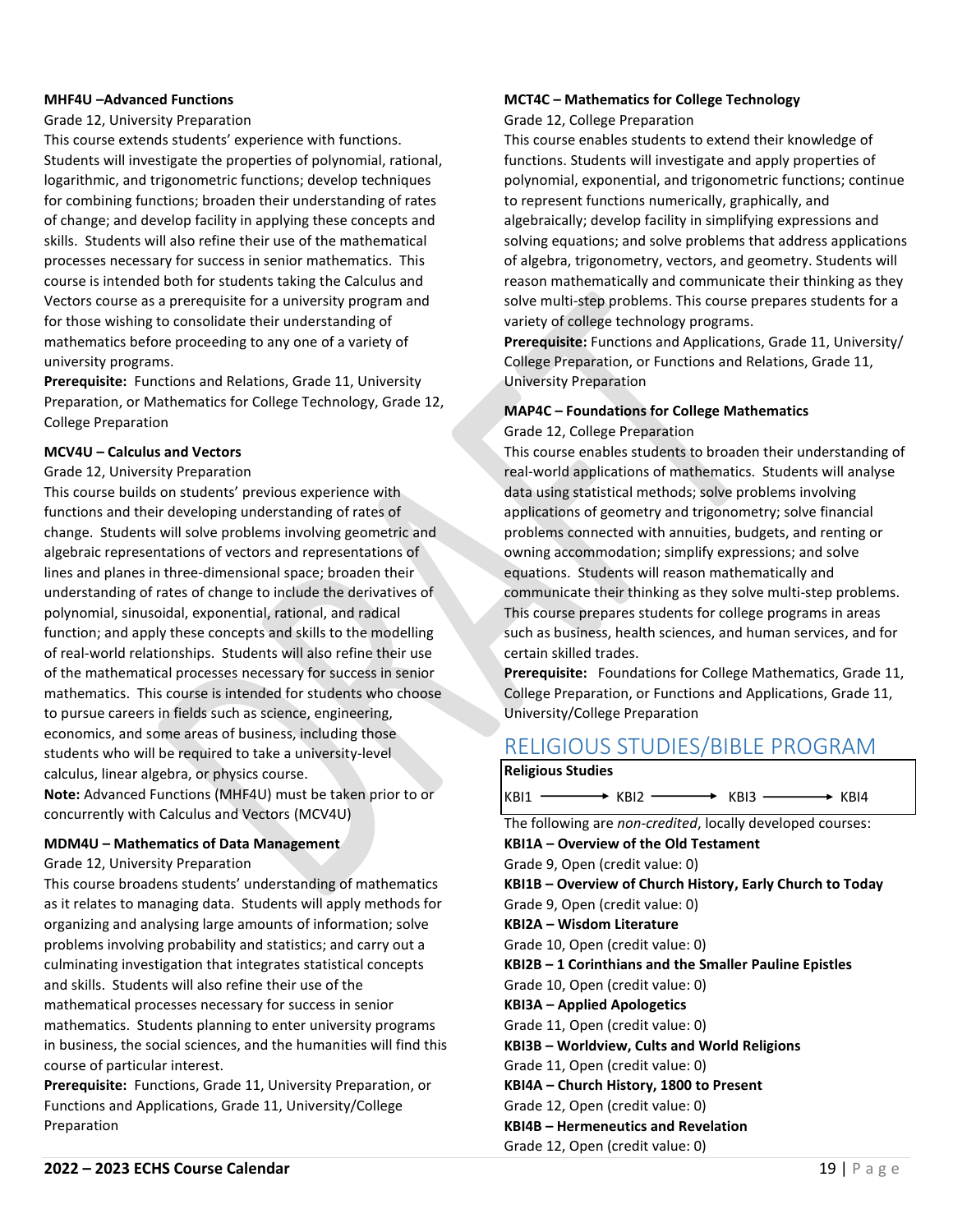**MHF4U –Advanced Functions**

Grade 12, University Preparation

This course extends students' experience with functions. Students will investigate the properties of polynomial, rational, logarithmic, and trigonometric functions; develop techniques for combining functions; broaden their understanding of rates of change; and develop facility in applying these concepts and skills. Students will also refine their use of the mathematical processes necessary for success in senior mathematics. This course is intended both for students taking the Calculus and Vectors course as a prerequisite for a university program and for those wishing to consolidate their understanding of mathematics before proceeding to any one of a variety of university programs.

**Prerequisite:** Functions and Relations, Grade 11, University Preparation, or Mathematics for College Technology, Grade 12, College Preparation

**MCV4U – Calculus and Vectors**

Grade 12, University Preparation

This course builds on students' previous experience with functions and their developing understanding of rates of change. Students will solve problems involving geometric and algebraic representations of vectors and representations of lines and planes in three-dimensional space; broaden their understanding of rates of change to include the derivatives of polynomial, sinusoidal, exponential, rational, and radical function; and apply these concepts and skills to the modelling of real-world relationships. Students will also refine their use of the mathematical processes necessary for success in senior mathematics. This course is intended for students who choose to pursue careers in fields such as science, engineering, economics, and some areas of business, including those students who will be required to take a university-level calculus, linear algebra, or physics course.

**Note:** Advanced Functions (MHF4U) must be taken prior to or concurrently with Calculus and Vectors (MCV4U)

**MDM4U – Mathematics of Data Management**

Grade 12, University Preparation

This course broadens students' understanding of mathematics as it relates to managing data. Students will apply methods for organizing and analysing large amounts of information; solve problems involving probability and statistics; and carry out a culminating investigation that integrates statistical concepts and skills. Students will also refine their use of the mathematical processes necessary for success in senior mathematics. Students planning to enter university programs in business, the social sciences, and the humanities will find this course of particular interest.

**Prerequisite:** Functions, Grade 11, University Preparation, or Functions and Applications, Grade 11, University/College Preparation

**MCT4C – Mathematics for College Technology**

Grade 12, College Preparation

This course enables students to extend their knowledge of functions. Students will investigate and apply properties of polynomial, exponential, and trigonometric functions; continue to represent functions numerically, graphically, and algebraically; develop facility in simplifying expressions and solving equations; and solve problems that address applications of algebra, trigonometry, vectors, and geometry. Students will reason mathematically and communicate their thinking as they solve multi-step problems. This course prepares students for a variety of college technology programs.

**Prerequisite:** Functions and Applications, Grade 11, University/ College Preparation, or Functions and Relations, Grade 11, University Preparation

**MAP4C – Foundations for College Mathematics**

Grade 12, College Preparation

This course enables students to broaden their understanding of real-world applications of mathematics. Students will analyse data using statistical methods; solve problems involving applications of geometry and trigonometry; solve financial problems connected with annuities, budgets, and renting or owning accommodation; simplify expressions; and solve equations. Students will reason mathematically and communicate their thinking as they solve multi-step problems. This course prepares students for college programs in areas such as business, health sciences, and human services, and for certain skilled trades.

**Prerequisite:** Foundations for College Mathematics, Grade 11, College Preparation, or Functions and Applications, Grade 11, University/College Preparation

## RELIGIOUS STUDIES/BIBLE PROGRAM

| Religious Studies |
|---|
| KBI1 ⟶ KBI2 ⟶ KBI3 ⟶ KBI4 |

The following are *non-credited*, locally developed courses:

**KBI1A – Overview of the Old Testament**

Grade 9, Open (credit value: 0)

**KBI1B – Overview of Church History, Early Church to Today**

Grade 9, Open (credit value: 0)

**KBI2A – Wisdom Literature**

Grade 10, Open (credit value: 0)

**KBI2B – 1 Corinthians and the Smaller Pauline Epistles**

Grade 10, Open (credit value: 0)

**KBI3A – Applied Apologetics**

Grade 11, Open (credit value: 0)

**KBI3B – Worldview, Cults and World Religions**

Grade 11, Open (credit value: 0)

**KBI4A – Church History, 1800 to Present**

Grade 12, Open (credit value: 0)

**KBI4B – Hermeneutics and Revelation**

Grade 12, Open (credit value: 0)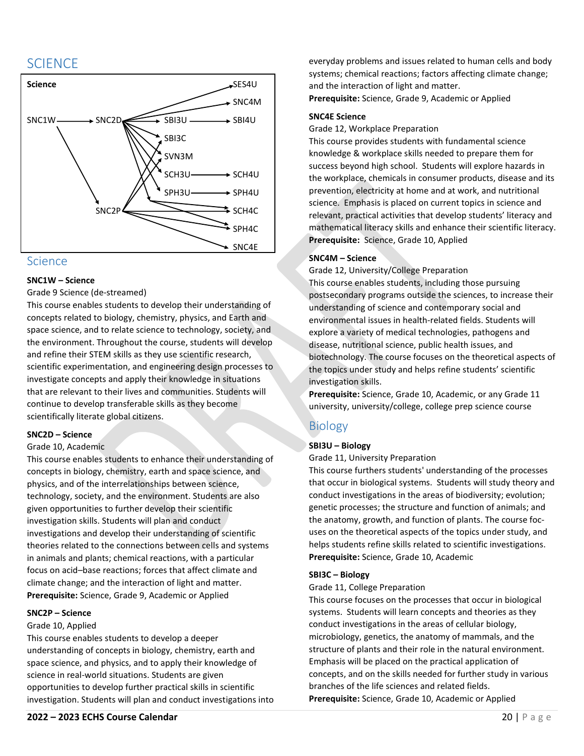# SCIENCE

**Science**

SNC1W → SNC2D → SNC4M, SES4U, SBI3U → SBI4U, SBI3C, SVN3M, SCH3U → SCH4U, SPH3U → SPH4U

SNC1W → SNC2P → SBI3C, SVN3M, SCH4C, SPH4C, SNC4E

## Science

**SNC1W – Science**

Grade 9 Science (de-streamed)

This course enables students to develop their understanding of concepts related to biology, chemistry, physics, and Earth and space science, and to relate science to technology, society, and the environment. Throughout the course, students will develop and refine their STEM skills as they use scientific research, scientific experimentation, and engineering design processes to investigate concepts and apply their knowledge in situations that are relevant to their lives and communities. Students will continue to develop transferable skills as they become scientifically literate global citizens.

**SNC2D – Science**

Grade 10, Academic

This course enables students to enhance their understanding of concepts in biology, chemistry, earth and space science, and physics, and of the interrelationships between science, technology, society, and the environment. Students are also given opportunities to further develop their scientific investigation skills. Students will plan and conduct investigations and develop their understanding of scientific theories related to the connections between cells and systems in animals and plants; chemical reactions, with a particular focus on acid–base reactions; forces that affect climate and climate change; and the interaction of light and matter.

**Prerequisite:** Science, Grade 9, Academic or Applied

**SNC2P – Science**

Grade 10, Applied

This course enables students to develop a deeper understanding of concepts in biology, chemistry, earth and space science, and physics, and to apply their knowledge of science in real-world situations. Students are given opportunities to develop further practical skills in scientific investigation. Students will plan and conduct investigations into everyday problems and issues related to human cells and body systems; chemical reactions; factors affecting climate change; and the interaction of light and matter.

**Prerequisite:** Science, Grade 9, Academic or Applied

**SNC4E Science**

Grade 12, Workplace Preparation

This course provides students with fundamental science knowledge & workplace skills needed to prepare them for success beyond high school. Students will explore hazards in the workplace, chemicals in consumer products, disease and its prevention, electricity at home and at work, and nutritional science. Emphasis is placed on current topics in science and relevant, practical activities that develop students' literacy and mathematical literacy skills and enhance their scientific literacy.

**Prerequisite:** Science, Grade 10, Applied

**SNC4M – Science**

Grade 12, University/College Preparation

This course enables students, including those pursuing postsecondary programs outside the sciences, to increase their understanding of science and contemporary social and environmental issues in health-related fields. Students will explore a variety of medical technologies, pathogens and disease, nutritional science, public health issues, and biotechnology. The course focuses on the theoretical aspects of the topics under study and helps refine students' scientific investigation skills.

**Prerequisite:** Science, Grade 10, Academic, or any Grade 11 university, university/college, college prep science course

## Biology

**SBI3U – Biology**

Grade 11, University Preparation

This course furthers students' understanding of the processes that occur in biological systems. Students will study theory and conduct investigations in the areas of biodiversity; evolution; genetic processes; the structure and function of animals; and the anatomy, growth, and function of plants. The course focuses on the theoretical aspects of the topics under study, and helps students refine skills related to scientific investigations.

**Prerequisite:** Science, Grade 10, Academic

**SBI3C – Biology**

Grade 11, College Preparation

This course focuses on the processes that occur in biological systems. Students will learn concepts and theories as they conduct investigations in the areas of cellular biology, microbiology, genetics, the anatomy of mammals, and the structure of plants and their role in the natural environment. Emphasis will be placed on the practical application of concepts, and on the skills needed for further study in various branches of the life sciences and related fields.

**Prerequisite:** Science, Grade 10, Academic or Applied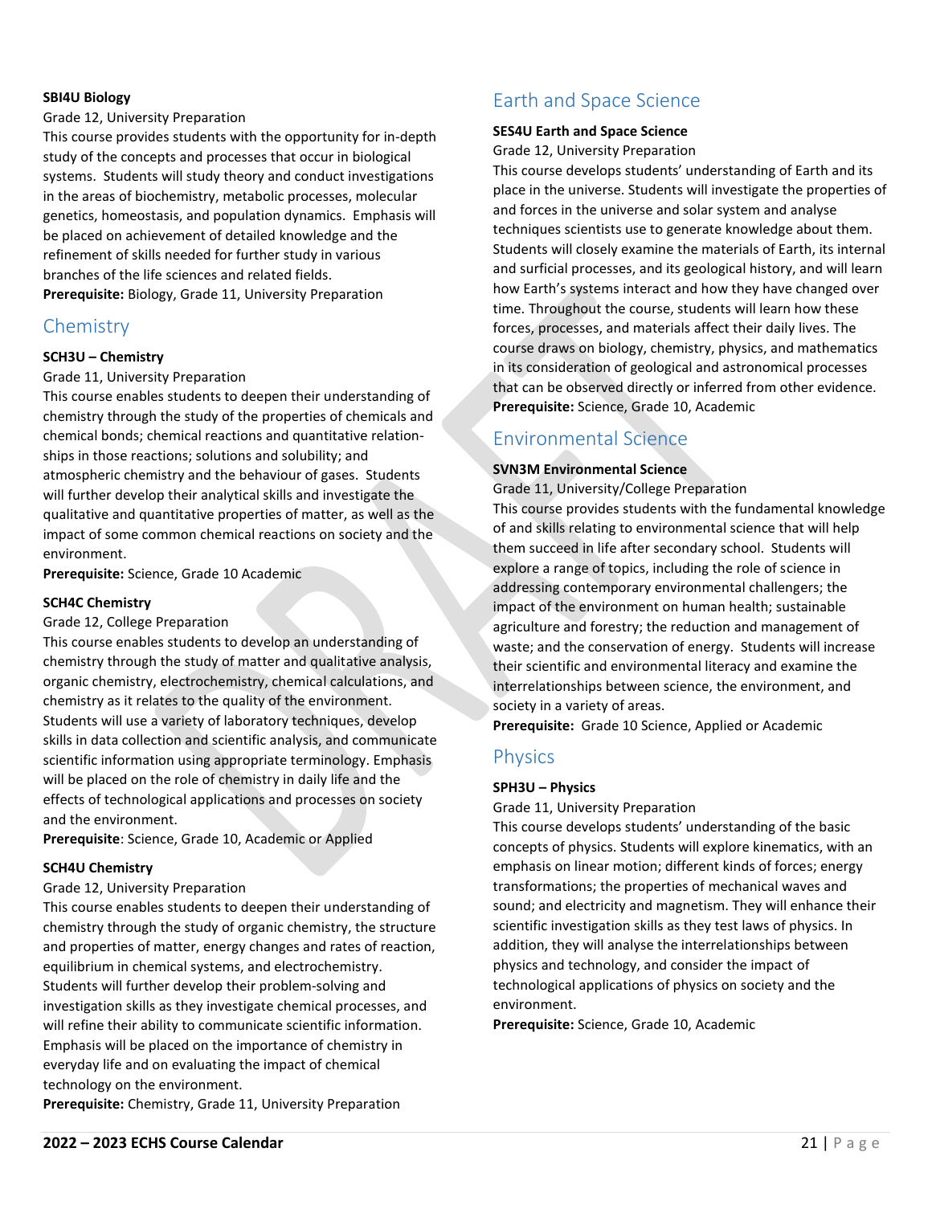**SBI4U Biology**

Grade 12, University Preparation

This course provides students with the opportunity for in-depth study of the concepts and processes that occur in biological systems. Students will study theory and conduct investigations in the areas of biochemistry, metabolic processes, molecular genetics, homeostasis, and population dynamics. Emphasis will be placed on achievement of detailed knowledge and the refinement of skills needed for further study in various branches of the life sciences and related fields.

**Prerequisite:** Biology, Grade 11, University Preparation

## Chemistry

**SCH3U – Chemistry**

Grade 11, University Preparation

This course enables students to deepen their understanding of chemistry through the study of the properties of chemicals and chemical bonds; chemical reactions and quantitative relation-ships in those reactions; solutions and solubility; and atmospheric chemistry and the behaviour of gases. Students will further develop their analytical skills and investigate the qualitative and quantitative properties of matter, as well as the impact of some common chemical reactions on society and the environment.

**Prerequisite:** Science, Grade 10 Academic

**SCH4C Chemistry**

Grade 12, College Preparation

This course enables students to develop an understanding of chemistry through the study of matter and qualitative analysis, organic chemistry, electrochemistry, chemical calculations, and chemistry as it relates to the quality of the environment. Students will use a variety of laboratory techniques, develop skills in data collection and scientific analysis, and communicate scientific information using appropriate terminology. Emphasis will be placed on the role of chemistry in daily life and the effects of technological applications and processes on society and the environment.

**Prerequisite**: Science, Grade 10, Academic or Applied

**SCH4U Chemistry**

Grade 12, University Preparation

This course enables students to deepen their understanding of chemistry through the study of organic chemistry, the structure and properties of matter, energy changes and rates of reaction, equilibrium in chemical systems, and electrochemistry. Students will further develop their problem-solving and investigation skills as they investigate chemical processes, and will refine their ability to communicate scientific information. Emphasis will be placed on the importance of chemistry in everyday life and on evaluating the impact of chemical technology on the environment.

**Prerequisite:** Chemistry, Grade 11, University Preparation

## Earth and Space Science

**SES4U Earth and Space Science**

Grade 12, University Preparation

This course develops students' understanding of Earth and its place in the universe. Students will investigate the properties of and forces in the universe and solar system and analyse techniques scientists use to generate knowledge about them. Students will closely examine the materials of Earth, its internal and surficial processes, and its geological history, and will learn how Earth's systems interact and how they have changed over time. Throughout the course, students will learn how these forces, processes, and materials affect their daily lives. The course draws on biology, chemistry, physics, and mathematics in its consideration of geological and astronomical processes that can be observed directly or inferred from other evidence.

**Prerequisite:** Science, Grade 10, Academic

## Environmental Science

**SVN3M Environmental Science**

Grade 11, University/College Preparation

This course provides students with the fundamental knowledge of and skills relating to environmental science that will help them succeed in life after secondary school. Students will explore a range of topics, including the role of science in addressing contemporary environmental challengers; the impact of the environment on human health; sustainable agriculture and forestry; the reduction and management of waste; and the conservation of energy. Students will increase their scientific and environmental literacy and examine the interrelationships between science, the environment, and society in a variety of areas.

**Prerequisite:** Grade 10 Science, Applied or Academic

## Physics

**SPH3U – Physics**

Grade 11, University Preparation

This course develops students' understanding of the basic concepts of physics. Students will explore kinematics, with an emphasis on linear motion; different kinds of forces; energy transformations; the properties of mechanical waves and sound; and electricity and magnetism. They will enhance their scientific investigation skills as they test laws of physics. In addition, they will analyse the interrelationships between physics and technology, and consider the impact of technological applications of physics on society and the environment.

**Prerequisite:** Science, Grade 10, Academic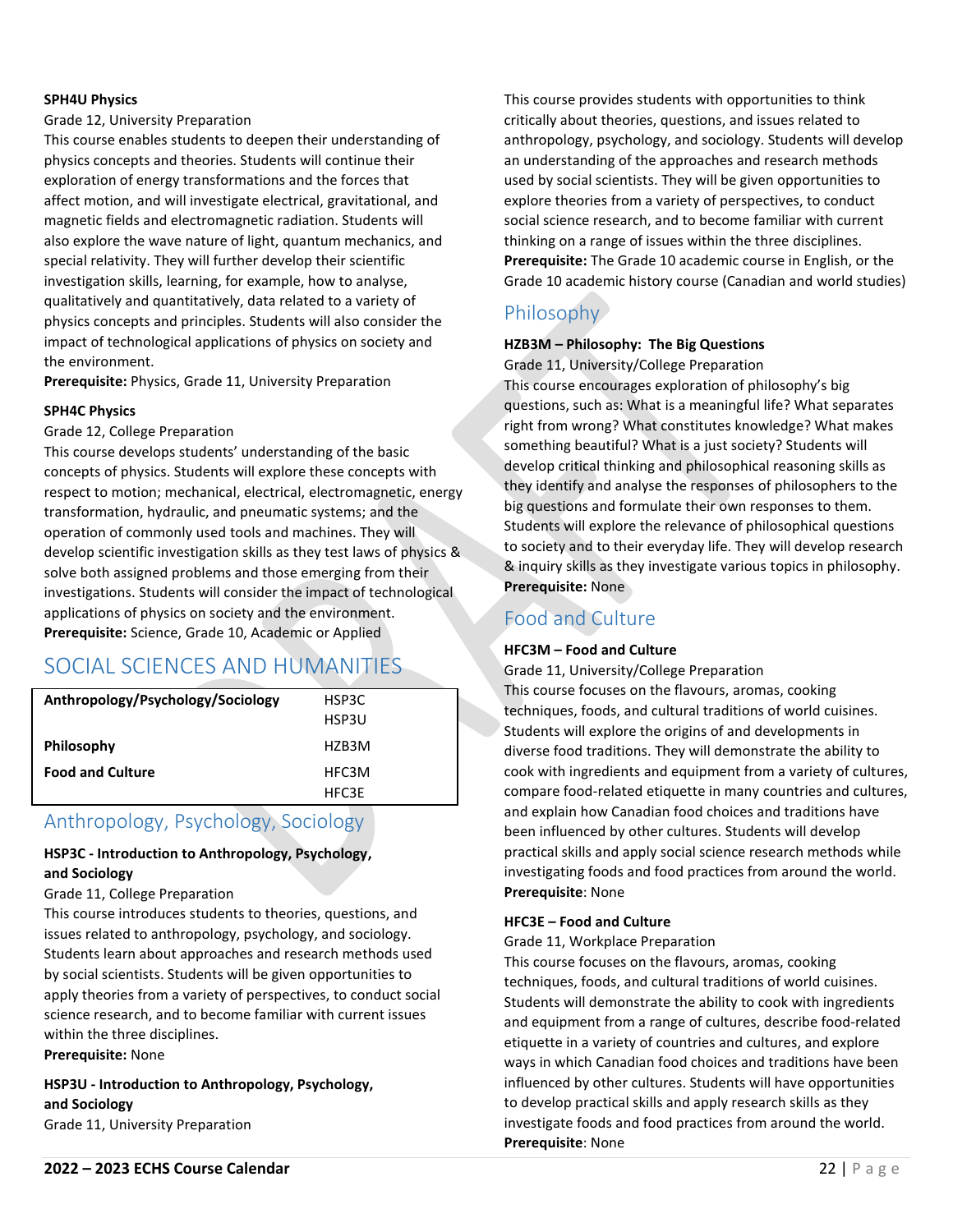**SPH4U Physics**

Grade 12, University Preparation

This course enables students to deepen their understanding of physics concepts and theories. Students will continue their exploration of energy transformations and the forces that affect motion, and will investigate electrical, gravitational, and magnetic fields and electromagnetic radiation. Students will also explore the wave nature of light, quantum mechanics, and special relativity. They will further develop their scientific investigation skills, learning, for example, how to analyse, qualitatively and quantitatively, data related to a variety of physics concepts and principles. Students will also consider the impact of technological applications of physics on society and the environment.

**Prerequisite:** Physics, Grade 11, University Preparation

**SPH4C Physics**

Grade 12, College Preparation

This course develops students' understanding of the basic concepts of physics. Students will explore these concepts with respect to motion; mechanical, electrical, electromagnetic, energy transformation, hydraulic, and pneumatic systems; and the operation of commonly used tools and machines. They will develop scientific investigation skills as they test laws of physics & solve both assigned problems and those emerging from their investigations. Students will consider the impact of technological applications of physics on society and the environment.

**Prerequisite:** Science, Grade 10, Academic or Applied

# SOCIAL SCIENCES AND HUMANITIES

| | |
|---|---|
| **Anthropology/Psychology/Sociology** | HSP3C<br>HSP3U |
| **Philosophy** | HZB3M |
| **Food and Culture** | HFC3M<br>HFC3E |

## Anthropology, Psychology, Sociology

**HSP3C - Introduction to Anthropology, Psychology, and Sociology**

Grade 11, College Preparation

This course introduces students to theories, questions, and issues related to anthropology, psychology, and sociology. Students learn about approaches and research methods used by social scientists. Students will be given opportunities to apply theories from a variety of perspectives, to conduct social science research, and to become familiar with current issues within the three disciplines.

**Prerequisite:** None

**HSP3U - Introduction to Anthropology, Psychology, and Sociology**

Grade 11, University Preparation

This course provides students with opportunities to think critically about theories, questions, and issues related to anthropology, psychology, and sociology. Students will develop an understanding of the approaches and research methods used by social scientists. They will be given opportunities to explore theories from a variety of perspectives, to conduct social science research, and to become familiar with current thinking on a range of issues within the three disciplines.

**Prerequisite:** The Grade 10 academic course in English, or the Grade 10 academic history course (Canadian and world studies)

## Philosophy

**HZB3M – Philosophy: The Big Questions**

Grade 11, University/College Preparation

This course encourages exploration of philosophy's big questions, such as: What is a meaningful life? What separates right from wrong? What constitutes knowledge? What makes something beautiful? What is a just society? Students will develop critical thinking and philosophical reasoning skills as they identify and analyse the responses of philosophers to the big questions and formulate their own responses to them. Students will explore the relevance of philosophical questions to society and to their everyday life. They will develop research & inquiry skills as they investigate various topics in philosophy.

**Prerequisite:** None

## Food and Culture

**HFC3M – Food and Culture**

Grade 11, University/College Preparation

This course focuses on the flavours, aromas, cooking techniques, foods, and cultural traditions of world cuisines. Students will explore the origins of and developments in diverse food traditions. They will demonstrate the ability to cook with ingredients and equipment from a variety of cultures, compare food-related etiquette in many countries and cultures, and explain how Canadian food choices and traditions have been influenced by other cultures. Students will develop practical skills and apply social science research methods while investigating foods and food practices from around the world.

**Prerequisite**: None

**HFC3E – Food and Culture**

Grade 11, Workplace Preparation

This course focuses on the flavours, aromas, cooking techniques, foods, and cultural traditions of world cuisines. Students will demonstrate the ability to cook with ingredients and equipment from a range of cultures, describe food-related etiquette in a variety of countries and cultures, and explore ways in which Canadian food choices and traditions have been influenced by other cultures. Students will have opportunities to develop practical skills and apply research skills as they investigate foods and food practices from around the world.

**Prerequisite**: None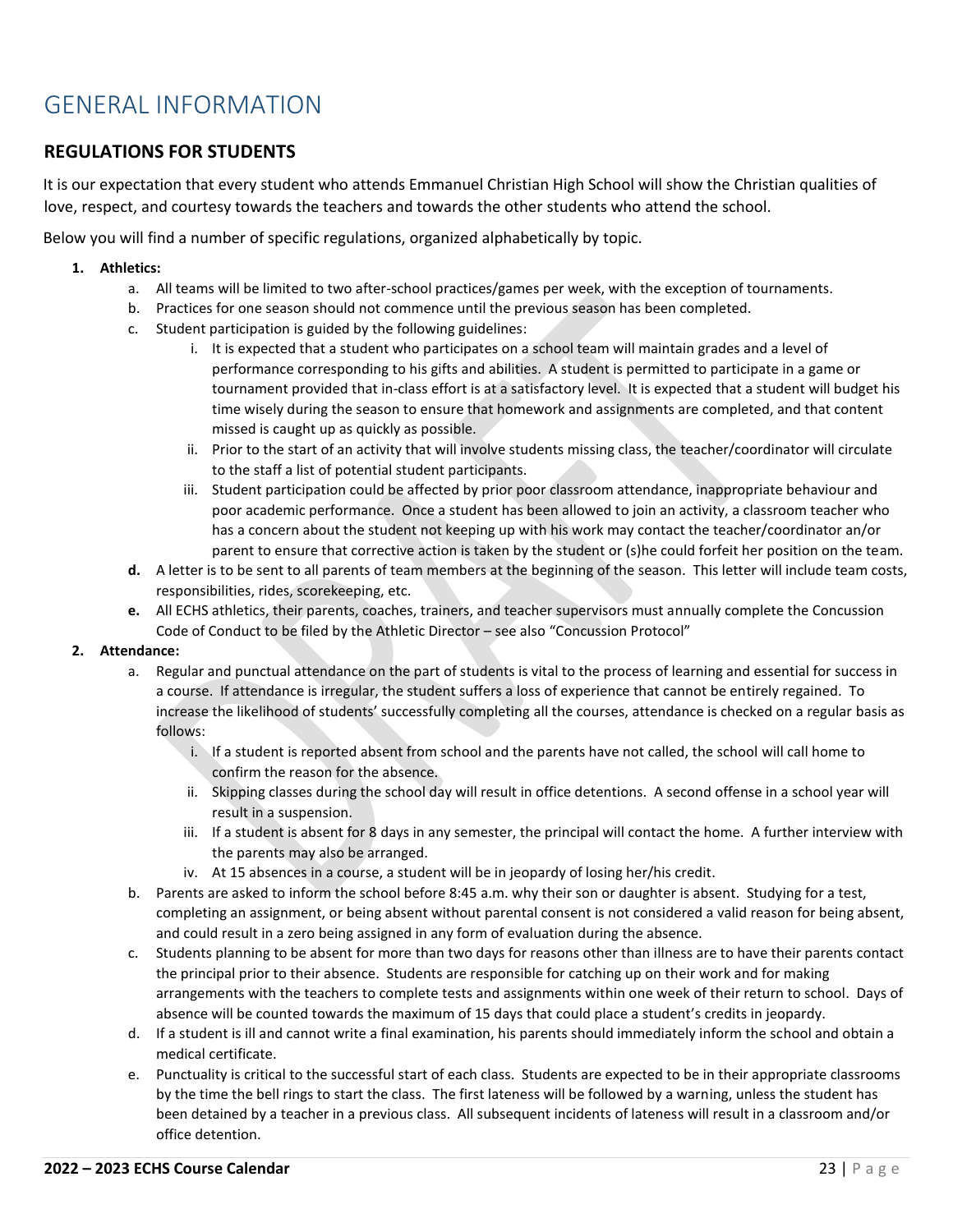# GENERAL INFORMATION

## REGULATIONS FOR STUDENTS

It is our expectation that every student who attends Emmanuel Christian High School will show the Christian qualities of love, respect, and courtesy towards the teachers and towards the other students who attend the school.

Below you will find a number of specific regulations, organized alphabetically by topic.

1. **Athletics:**
   a. All teams will be limited to two after-school practices/games per week, with the exception of tournaments.
   b. Practices for one season should not commence until the previous season has been completed.
   c. Student participation is guided by the following guidelines:
      i. It is expected that a student who participates on a school team will maintain grades and a level of performance corresponding to his gifts and abilities. A student is permitted to participate in a game or tournament provided that in-class effort is at a satisfactory level. It is expected that a student will budget his time wisely during the season to ensure that homework and assignments are completed, and that content missed is caught up as quickly as possible.
      ii. Prior to the start of an activity that will involve students missing class, the teacher/coordinator will circulate to the staff a list of potential student participants.
      iii. Student participation could be affected by prior poor classroom attendance, inappropriate behaviour and poor academic performance. Once a student has been allowed to join an activity, a classroom teacher who has a concern about the student not keeping up with his work may contact the teacher/coordinator an/or parent to ensure that corrective action is taken by the student or (s)he could forfeit her position on the team.
   **d.** A letter is to be sent to all parents of team members at the beginning of the season. This letter will include team costs, responsibilities, rides, scorekeeping, etc.
   **e.** All ECHS athletics, their parents, coaches, trainers, and teacher supervisors must annually complete the Concussion Code of Conduct to be filed by the Athletic Director – see also "Concussion Protocol"

2. **Attendance:**
   a. Regular and punctual attendance on the part of students is vital to the process of learning and essential for success in a course. If attendance is irregular, the student suffers a loss of experience that cannot be entirely regained. To increase the likelihood of students' successfully completing all the courses, attendance is checked on a regular basis as follows:
      i. If a student is reported absent from school and the parents have not called, the school will call home to confirm the reason for the absence.
      ii. Skipping classes during the school day will result in office detentions. A second offense in a school year will result in a suspension.
      iii. If a student is absent for 8 days in any semester, the principal will contact the home. A further interview with the parents may also be arranged.
      iv. At 15 absences in a course, a student will be in jeopardy of losing her/his credit.
   b. Parents are asked to inform the school before 8:45 a.m. why their son or daughter is absent. Studying for a test, completing an assignment, or being absent without parental consent is not considered a valid reason for being absent, and could result in a zero being assigned in any form of evaluation during the absence.
   c. Students planning to be absent for more than two days for reasons other than illness are to have their parents contact the principal prior to their absence. Students are responsible for catching up on their work and for making arrangements with the teachers to complete tests and assignments within one week of their return to school. Days of absence will be counted towards the maximum of 15 days that could place a student's credits in jeopardy.
   d. If a student is ill and cannot write a final examination, his parents should immediately inform the school and obtain a medical certificate.
   e. Punctuality is critical to the successful start of each class. Students are expected to be in their appropriate classrooms by the time the bell rings to start the class. The first lateness will be followed by a warning, unless the student has been detained by a teacher in a previous class. All subsequent incidents of lateness will result in a classroom and/or office detention.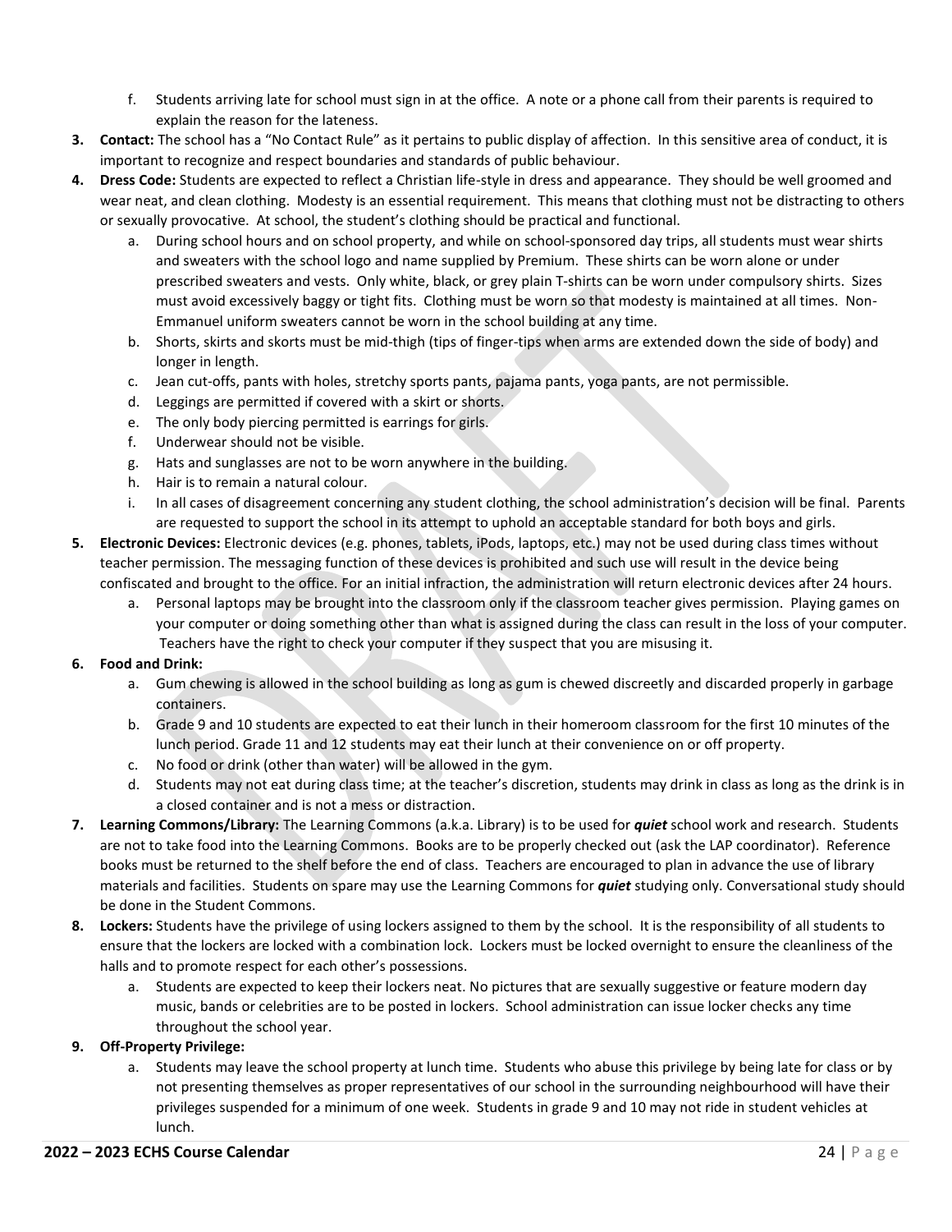f. Students arriving late for school must sign in at the office. A note or a phone call from their parents is required to explain the reason for the lateness.

3. **Contact:** The school has a "No Contact Rule" as it pertains to public display of affection. In this sensitive area of conduct, it is important to recognize and respect boundaries and standards of public behaviour.
4. **Dress Code:** Students are expected to reflect a Christian life-style in dress and appearance. They should be well groomed and wear neat, and clean clothing. Modesty is an essential requirement. This means that clothing must not be distracting to others or sexually provocative. At school, the student's clothing should be practical and functional.
   a. During school hours and on school property, and while on school-sponsored day trips, all students must wear shirts and sweaters with the school logo and name supplied by Premium. These shirts can be worn alone or under prescribed sweaters and vests. Only white, black, or grey plain T-shirts can be worn under compulsory shirts. Sizes must avoid excessively baggy or tight fits. Clothing must be worn so that modesty is maintained at all times. Non-Emmanuel uniform sweaters cannot be worn in the school building at any time.
   b. Shorts, skirts and skorts must be mid-thigh (tips of finger-tips when arms are extended down the side of body) and longer in length.
   c. Jean cut-offs, pants with holes, stretchy sports pants, pajama pants, yoga pants, are not permissible.
   d. Leggings are permitted if covered with a skirt or shorts.
   e. The only body piercing permitted is earrings for girls.
   f. Underwear should not be visible.
   g. Hats and sunglasses are not to be worn anywhere in the building.
   h. Hair is to remain a natural colour.
   i. In all cases of disagreement concerning any student clothing, the school administration's decision will be final. Parents are requested to support the school in its attempt to uphold an acceptable standard for both boys and girls.
5. **Electronic Devices:** Electronic devices (e.g. phones, tablets, iPods, laptops, etc.) may not be used during class times without teacher permission. The messaging function of these devices is prohibited and such use will result in the device being confiscated and brought to the office. For an initial infraction, the administration will return electronic devices after 24 hours.
   a. Personal laptops may be brought into the classroom only if the classroom teacher gives permission. Playing games on your computer or doing something other than what is assigned during the class can result in the loss of your computer. Teachers have the right to check your computer if they suspect that you are misusing it.
6. **Food and Drink:**
   a. Gum chewing is allowed in the school building as long as gum is chewed discreetly and discarded properly in garbage containers.
   b. Grade 9 and 10 students are expected to eat their lunch in their homeroom classroom for the first 10 minutes of the lunch period. Grade 11 and 12 students may eat their lunch at their convenience on or off property.
   c. No food or drink (other than water) will be allowed in the gym.
   d. Students may not eat during class time; at the teacher's discretion, students may drink in class as long as the drink is in a closed container and is not a mess or distraction.
7. **Learning Commons/Library:** The Learning Commons (a.k.a. Library) is to be used for ***quiet*** school work and research. Students are not to take food into the Learning Commons. Books are to be properly checked out (ask the LAP coordinator). Reference books must be returned to the shelf before the end of class. Teachers are encouraged to plan in advance the use of library materials and facilities. Students on spare may use the Learning Commons for ***quiet*** studying only. Conversational study should be done in the Student Commons.
8. **Lockers:** Students have the privilege of using lockers assigned to them by the school. It is the responsibility of all students to ensure that the lockers are locked with a combination lock. Lockers must be locked overnight to ensure the cleanliness of the halls and to promote respect for each other's possessions.
   a. Students are expected to keep their lockers neat. No pictures that are sexually suggestive or feature modern day music, bands or celebrities are to be posted in lockers. School administration can issue locker checks any time throughout the school year.
9. **Off-Property Privilege:**
   a. Students may leave the school property at lunch time. Students who abuse this privilege by being late for class or by not presenting themselves as proper representatives of our school in the surrounding neighbourhood will have their privileges suspended for a minimum of one week. Students in grade 9 and 10 may not ride in student vehicles at lunch.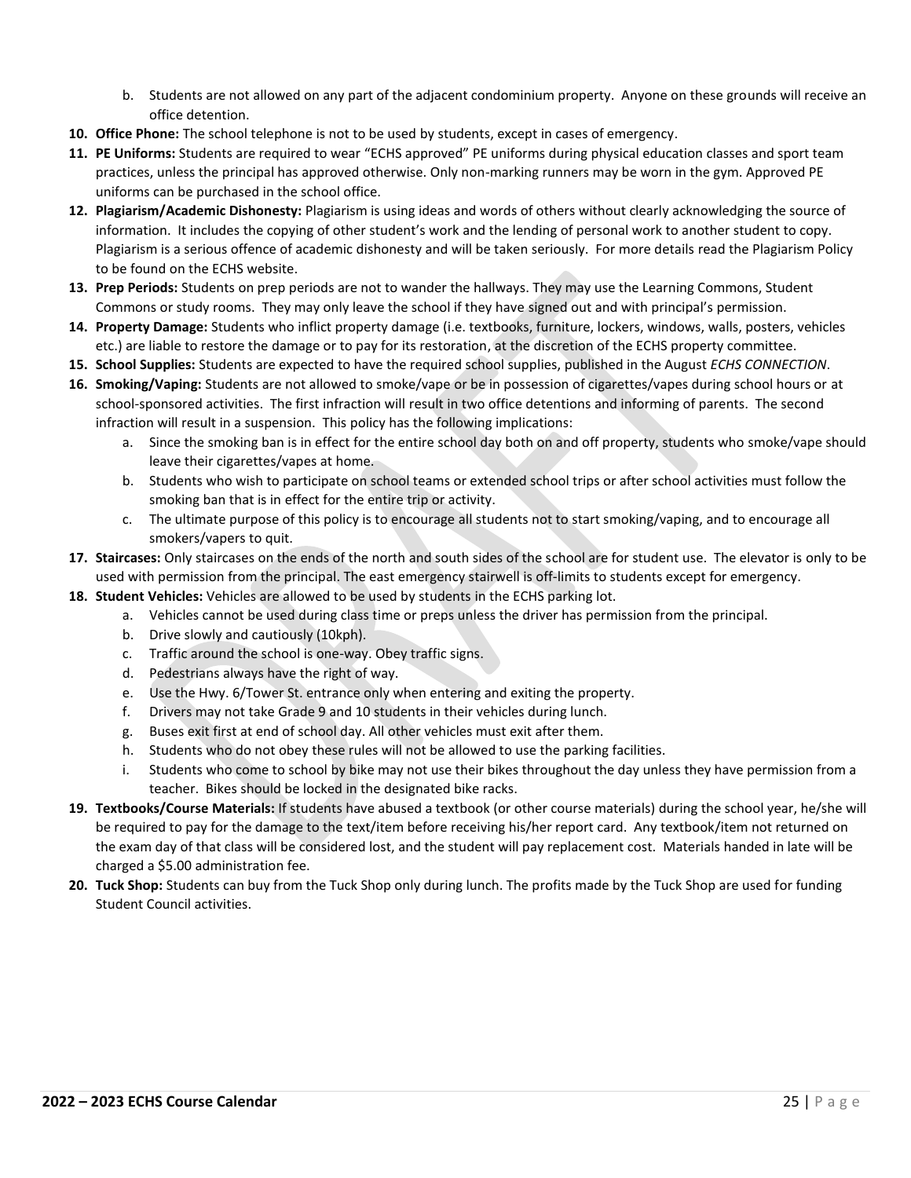b. Students are not allowed on any part of the adjacent condominium property. Anyone on these grounds will receive an office detention.

10. **Office Phone:** The school telephone is not to be used by students, except in cases of emergency.
11. **PE Uniforms:** Students are required to wear "ECHS approved" PE uniforms during physical education classes and sport team practices, unless the principal has approved otherwise. Only non-marking runners may be worn in the gym. Approved PE uniforms can be purchased in the school office.
12. **Plagiarism/Academic Dishonesty:** Plagiarism is using ideas and words of others without clearly acknowledging the source of information. It includes the copying of other student's work and the lending of personal work to another student to copy. Plagiarism is a serious offence of academic dishonesty and will be taken seriously. For more details read the Plagiarism Policy to be found on the ECHS website.
13. **Prep Periods:** Students on prep periods are not to wander the hallways. They may use the Learning Commons, Student Commons or study rooms. They may only leave the school if they have signed out and with principal's permission.
14. **Property Damage:** Students who inflict property damage (i.e. textbooks, furniture, lockers, windows, walls, posters, vehicles etc.) are liable to restore the damage or to pay for its restoration, at the discretion of the ECHS property committee.
15. **School Supplies:** Students are expected to have the required school supplies, published in the August *ECHS CONNECTION*.
16. **Smoking/Vaping:** Students are not allowed to smoke/vape or be in possession of cigarettes/vapes during school hours or at school-sponsored activities. The first infraction will result in two office detentions and informing of parents. The second infraction will result in a suspension. This policy has the following implications:
    a. Since the smoking ban is in effect for the entire school day both on and off property, students who smoke/vape should leave their cigarettes/vapes at home.
    b. Students who wish to participate on school teams or extended school trips or after school activities must follow the smoking ban that is in effect for the entire trip or activity.
    c. The ultimate purpose of this policy is to encourage all students not to start smoking/vaping, and to encourage all smokers/vapers to quit.
17. **Staircases:** Only staircases on the ends of the north and south sides of the school are for student use. The elevator is only to be used with permission from the principal. The east emergency stairwell is off-limits to students except for emergency.
18. **Student Vehicles:** Vehicles are allowed to be used by students in the ECHS parking lot.
    a. Vehicles cannot be used during class time or preps unless the driver has permission from the principal.
    b. Drive slowly and cautiously (10kph).
    c. Traffic around the school is one-way. Obey traffic signs.
    d. Pedestrians always have the right of way.
    e. Use the Hwy. 6/Tower St. entrance only when entering and exiting the property.
    f. Drivers may not take Grade 9 and 10 students in their vehicles during lunch.
    g. Buses exit first at end of school day. All other vehicles must exit after them.
    h. Students who do not obey these rules will not be allowed to use the parking facilities.
    i. Students who come to school by bike may not use their bikes throughout the day unless they have permission from a teacher. Bikes should be locked in the designated bike racks.
19. **Textbooks/Course Materials:** If students have abused a textbook (or other course materials) during the school year, he/she will be required to pay for the damage to the text/item before receiving his/her report card. Any textbook/item not returned on the exam day of that class will be considered lost, and the student will pay replacement cost. Materials handed in late will be charged a $5.00 administration fee.
20. **Tuck Shop:** Students can buy from the Tuck Shop only during lunch. The profits made by the Tuck Shop are used for funding Student Council activities.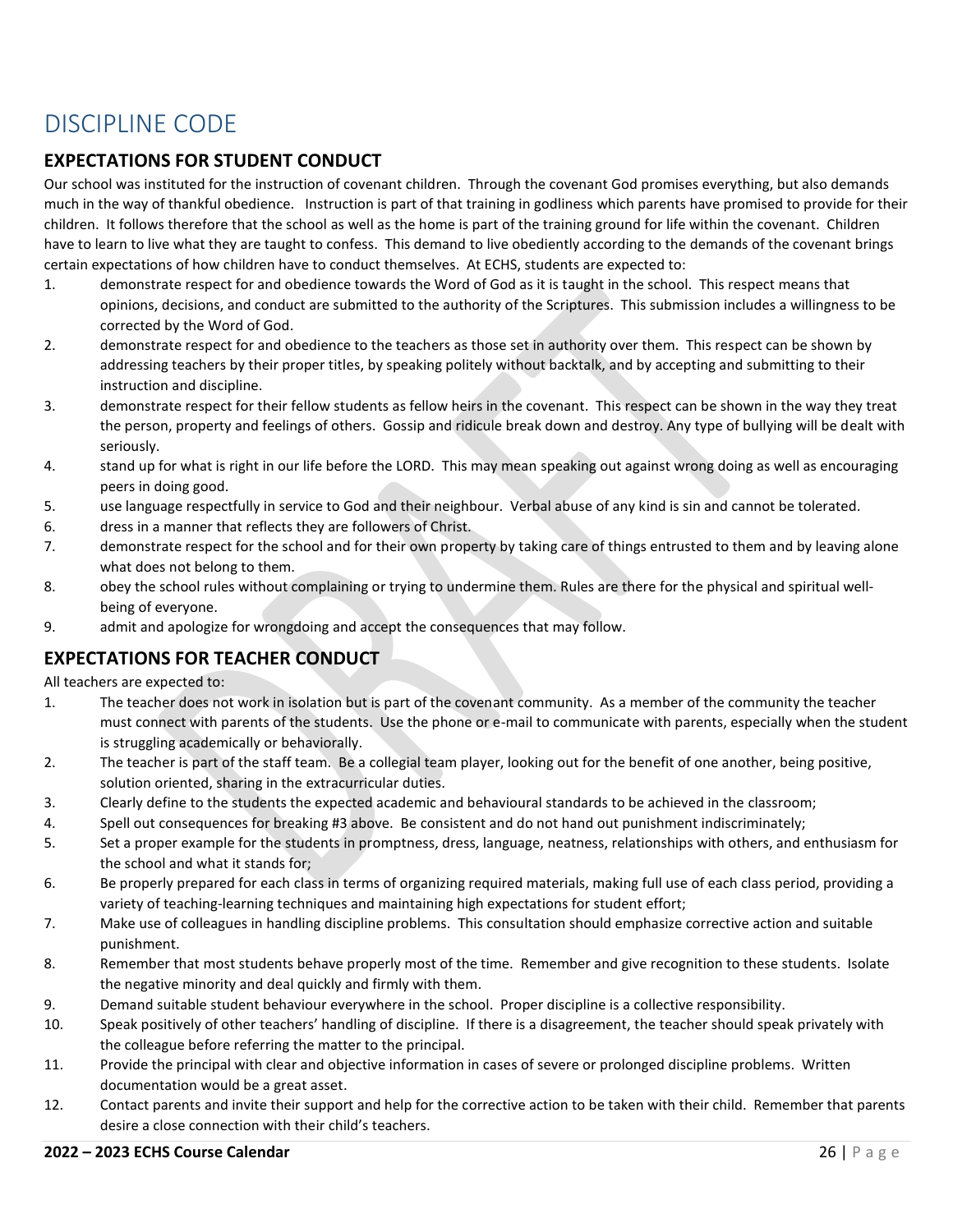# DISCIPLINE CODE

## EXPECTATIONS FOR STUDENT CONDUCT

Our school was instituted for the instruction of covenant children. Through the covenant God promises everything, but also demands much in the way of thankful obedience. Instruction is part of that training in godliness which parents have promised to provide for their children. It follows therefore that the school as well as the home is part of the training ground for life within the covenant. Children have to learn to live what they are taught to confess. This demand to live obediently according to the demands of the covenant brings certain expectations of how children have to conduct themselves. At ECHS, students are expected to:

1. demonstrate respect for and obedience towards the Word of God as it is taught in the school. This respect means that opinions, decisions, and conduct are submitted to the authority of the Scriptures. This submission includes a willingness to be corrected by the Word of God.
2. demonstrate respect for and obedience to the teachers as those set in authority over them. This respect can be shown by addressing teachers by their proper titles, by speaking politely without backtalk, and by accepting and submitting to their instruction and discipline.
3. demonstrate respect for their fellow students as fellow heirs in the covenant. This respect can be shown in the way they treat the person, property and feelings of others. Gossip and ridicule break down and destroy. Any type of bullying will be dealt with seriously.
4. stand up for what is right in our life before the LORD. This may mean speaking out against wrong doing as well as encouraging peers in doing good.
5. use language respectfully in service to God and their neighbour. Verbal abuse of any kind is sin and cannot be tolerated.
6. dress in a manner that reflects they are followers of Christ.
7. demonstrate respect for the school and for their own property by taking care of things entrusted to them and by leaving alone what does not belong to them.
8. obey the school rules without complaining or trying to undermine them. Rules are there for the physical and spiritual well-being of everyone.
9. admit and apologize for wrongdoing and accept the consequences that may follow.

## EXPECTATIONS FOR TEACHER CONDUCT

All teachers are expected to:

1. The teacher does not work in isolation but is part of the covenant community. As a member of the community the teacher must connect with parents of the students. Use the phone or e-mail to communicate with parents, especially when the student is struggling academically or behaviorally.
2. The teacher is part of the staff team. Be a collegial team player, looking out for the benefit of one another, being positive, solution oriented, sharing in the extracurricular duties.
3. Clearly define to the students the expected academic and behavioural standards to be achieved in the classroom;
4. Spell out consequences for breaking #3 above. Be consistent and do not hand out punishment indiscriminately;
5. Set a proper example for the students in promptness, dress, language, neatness, relationships with others, and enthusiasm for the school and what it stands for;
6. Be properly prepared for each class in terms of organizing required materials, making full use of each class period, providing a variety of teaching-learning techniques and maintaining high expectations for student effort;
7. Make use of colleagues in handling discipline problems. This consultation should emphasize corrective action and suitable punishment.
8. Remember that most students behave properly most of the time. Remember and give recognition to these students. Isolate the negative minority and deal quickly and firmly with them.
9. Demand suitable student behaviour everywhere in the school. Proper discipline is a collective responsibility.
10. Speak positively of other teachers' handling of discipline. If there is a disagreement, the teacher should speak privately with the colleague before referring the matter to the principal.
11. Provide the principal with clear and objective information in cases of severe or prolonged discipline problems. Written documentation would be a great asset.
12. Contact parents and invite their support and help for the corrective action to be taken with their child. Remember that parents desire a close connection with their child's teachers.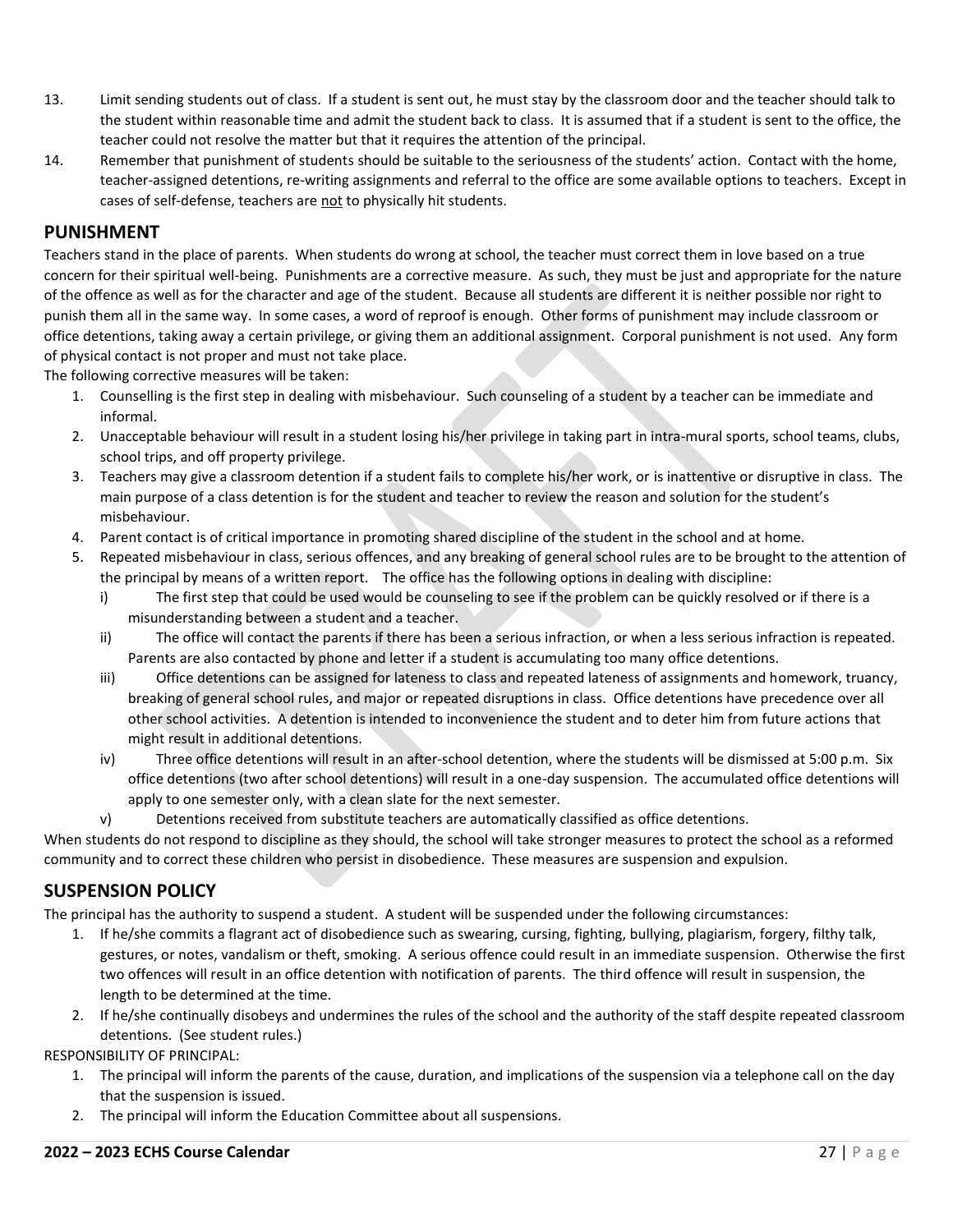13. Limit sending students out of class. If a student is sent out, he must stay by the classroom door and the teacher should talk to the student within reasonable time and admit the student back to class. It is assumed that if a student is sent to the office, the teacher could not resolve the matter but that it requires the attention of the principal.
14. Remember that punishment of students should be suitable to the seriousness of the students' action. Contact with the home, teacher-assigned detentions, re-writing assignments and referral to the office are some available options to teachers. Except in cases of self-defense, teachers are <u>not</u> to physically hit students.

## PUNISHMENT

Teachers stand in the place of parents. When students do wrong at school, the teacher must correct them in love based on a true concern for their spiritual well-being. Punishments are a corrective measure. As such, they must be just and appropriate for the nature of the offence as well as for the character and age of the student. Because all students are different it is neither possible nor right to punish them all in the same way. In some cases, a word of reproof is enough. Other forms of punishment may include classroom or office detentions, taking away a certain privilege, or giving them an additional assignment. Corporal punishment is not used. Any form of physical contact is not proper and must not take place.

The following corrective measures will be taken:

1. Counselling is the first step in dealing with misbehaviour. Such counseling of a student by a teacher can be immediate and informal.
2. Unacceptable behaviour will result in a student losing his/her privilege in taking part in intra-mural sports, school teams, clubs, school trips, and off property privilege.
3. Teachers may give a classroom detention if a student fails to complete his/her work, or is inattentive or disruptive in class. The main purpose of a class detention is for the student and teacher to review the reason and solution for the student's misbehaviour.
4. Parent contact is of critical importance in promoting shared discipline of the student in the school and at home.
5. Repeated misbehaviour in class, serious offences, and any breaking of general school rules are to be brought to the attention of the principal by means of a written report. The office has the following options in dealing with discipline:
   - i) The first step that could be used would be counseling to see if the problem can be quickly resolved or if there is a misunderstanding between a student and a teacher.
   - ii) The office will contact the parents if there has been a serious infraction, or when a less serious infraction is repeated. Parents are also contacted by phone and letter if a student is accumulating too many office detentions.
   - iii) Office detentions can be assigned for lateness to class and repeated lateness of assignments and homework, truancy, breaking of general school rules, and major or repeated disruptions in class. Office detentions have precedence over all other school activities. A detention is intended to inconvenience the student and to deter him from future actions that might result in additional detentions.
   - iv) Three office detentions will result in an after-school detention, where the students will be dismissed at 5:00 p.m. Six office detentions (two after school detentions) will result in a one-day suspension. The accumulated office detentions will apply to one semester only, with a clean slate for the next semester.
   - v) Detentions received from substitute teachers are automatically classified as office detentions.

When students do not respond to discipline as they should, the school will take stronger measures to protect the school as a reformed community and to correct these children who persist in disobedience. These measures are suspension and expulsion.

## SUSPENSION POLICY

The principal has the authority to suspend a student. A student will be suspended under the following circumstances:

1. If he/she commits a flagrant act of disobedience such as swearing, cursing, fighting, bullying, plagiarism, forgery, filthy talk, gestures, or notes, vandalism or theft, smoking. A serious offence could result in an immediate suspension. Otherwise the first two offences will result in an office detention with notification of parents. The third offence will result in suspension, the length to be determined at the time.
2. If he/she continually disobeys and undermines the rules of the school and the authority of the staff despite repeated classroom detentions. (See student rules.)

RESPONSIBILITY OF PRINCIPAL:

1. The principal will inform the parents of the cause, duration, and implications of the suspension via a telephone call on the day that the suspension is issued.
2. The principal will inform the Education Committee about all suspensions.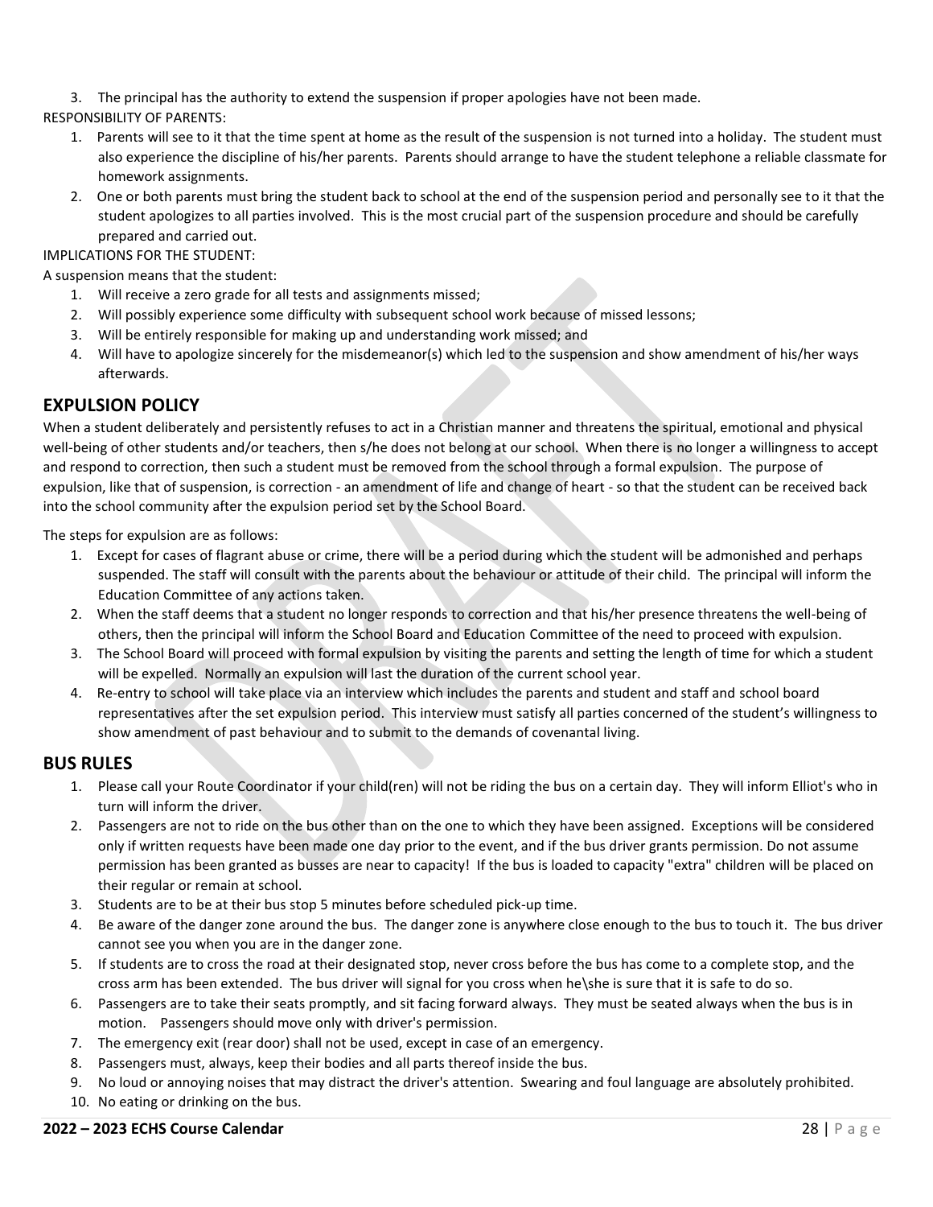3. The principal has the authority to extend the suspension if proper apologies have not been made.

RESPONSIBILITY OF PARENTS:

1. Parents will see to it that the time spent at home as the result of the suspension is not turned into a holiday. The student must also experience the discipline of his/her parents. Parents should arrange to have the student telephone a reliable classmate for homework assignments.
2. One or both parents must bring the student back to school at the end of the suspension period and personally see to it that the student apologizes to all parties involved. This is the most crucial part of the suspension procedure and should be carefully prepared and carried out.

IMPLICATIONS FOR THE STUDENT:

A suspension means that the student:

1. Will receive a zero grade for all tests and assignments missed;
2. Will possibly experience some difficulty with subsequent school work because of missed lessons;
3. Will be entirely responsible for making up and understanding work missed; and
4. Will have to apologize sincerely for the misdemeanor(s) which led to the suspension and show amendment of his/her ways afterwards.

## EXPULSION POLICY

When a student deliberately and persistently refuses to act in a Christian manner and threatens the spiritual, emotional and physical well-being of other students and/or teachers, then s/he does not belong at our school. When there is no longer a willingness to accept and respond to correction, then such a student must be removed from the school through a formal expulsion. The purpose of expulsion, like that of suspension, is correction - an amendment of life and change of heart - so that the student can be received back into the school community after the expulsion period set by the School Board.

The steps for expulsion are as follows:

1. Except for cases of flagrant abuse or crime, there will be a period during which the student will be admonished and perhaps suspended. The staff will consult with the parents about the behaviour or attitude of their child. The principal will inform the Education Committee of any actions taken.
2. When the staff deems that a student no longer responds to correction and that his/her presence threatens the well-being of others, then the principal will inform the School Board and Education Committee of the need to proceed with expulsion.
3. The School Board will proceed with formal expulsion by visiting the parents and setting the length of time for which a student will be expelled. Normally an expulsion will last the duration of the current school year.
4. Re-entry to school will take place via an interview which includes the parents and student and staff and school board representatives after the set expulsion period. This interview must satisfy all parties concerned of the student's willingness to show amendment of past behaviour and to submit to the demands of covenantal living.

## BUS RULES

1. Please call your Route Coordinator if your child(ren) will not be riding the bus on a certain day. They will inform Elliot's who in turn will inform the driver.
2. Passengers are not to ride on the bus other than on the one to which they have been assigned. Exceptions will be considered only if written requests have been made one day prior to the event, and if the bus driver grants permission. Do not assume permission has been granted as busses are near to capacity! If the bus is loaded to capacity "extra" children will be placed on their regular or remain at school.
3. Students are to be at their bus stop 5 minutes before scheduled pick-up time.
4. Be aware of the danger zone around the bus. The danger zone is anywhere close enough to the bus to touch it. The bus driver cannot see you when you are in the danger zone.
5. If students are to cross the road at their designated stop, never cross before the bus has come to a complete stop, and the cross arm has been extended. The bus driver will signal for you cross when he\she is sure that it is safe to do so.
6. Passengers are to take their seats promptly, and sit facing forward always. They must be seated always when the bus is in motion. Passengers should move only with driver's permission.
7. The emergency exit (rear door) shall not be used, except in case of an emergency.
8. Passengers must, always, keep their bodies and all parts thereof inside the bus.
9. No loud or annoying noises that may distract the driver's attention. Swearing and foul language are absolutely prohibited.
10. No eating or drinking on the bus.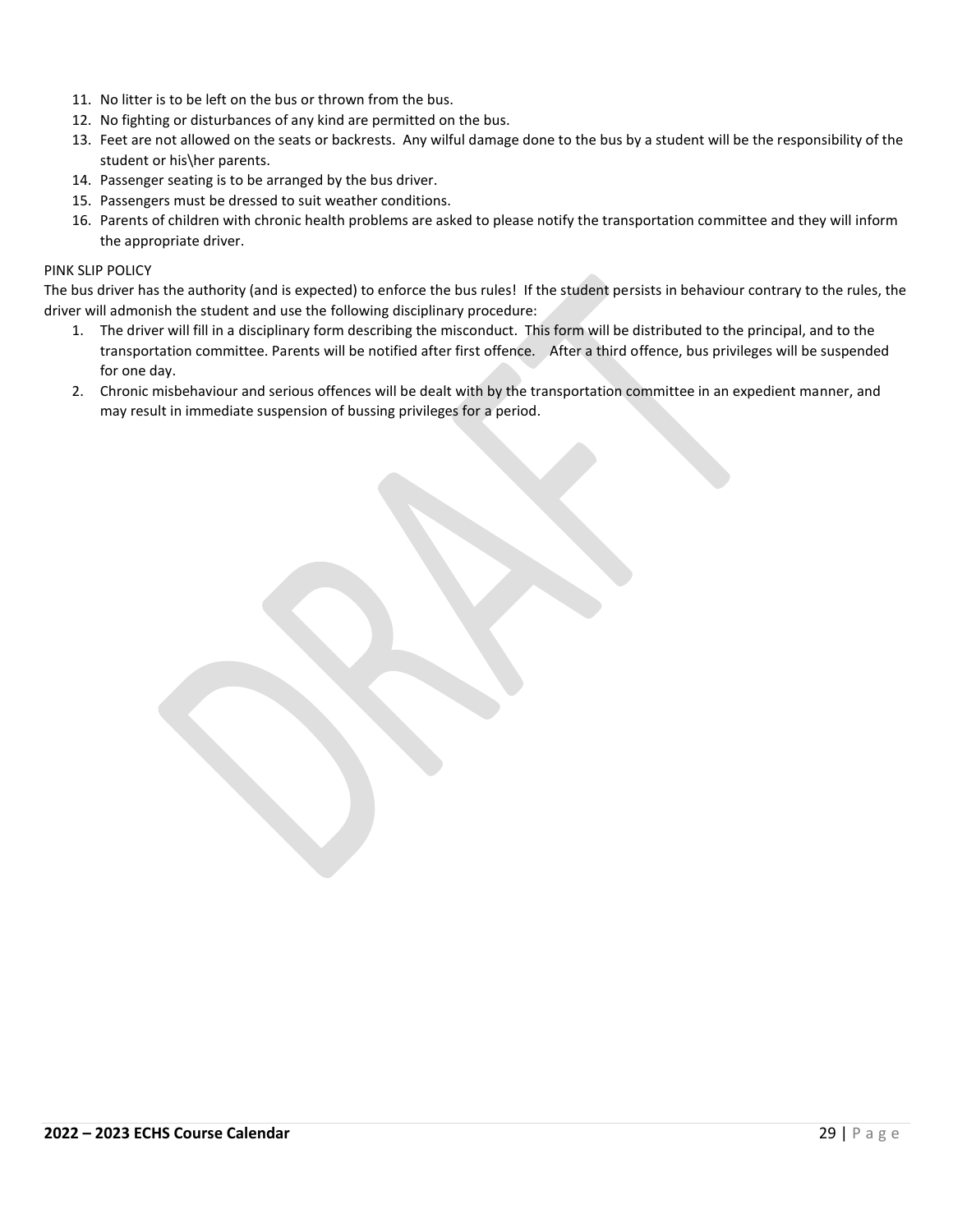11. No litter is to be left on the bus or thrown from the bus.
12. No fighting or disturbances of any kind are permitted on the bus.
13. Feet are not allowed on the seats or backrests. Any wilful damage done to the bus by a student will be the responsibility of the student or his\her parents.
14. Passenger seating is to be arranged by the bus driver.
15. Passengers must be dressed to suit weather conditions.
16. Parents of children with chronic health problems are asked to please notify the transportation committee and they will inform the appropriate driver.

PINK SLIP POLICY

The bus driver has the authority (and is expected) to enforce the bus rules! If the student persists in behaviour contrary to the rules, the driver will admonish the student and use the following disciplinary procedure:

1. The driver will fill in a disciplinary form describing the misconduct. This form will be distributed to the principal, and to the transportation committee. Parents will be notified after first offence. After a third offence, bus privileges will be suspended for one day.
2. Chronic misbehaviour and serious offences will be dealt with by the transportation committee in an expedient manner, and may result in immediate suspension of bussing privileges for a period.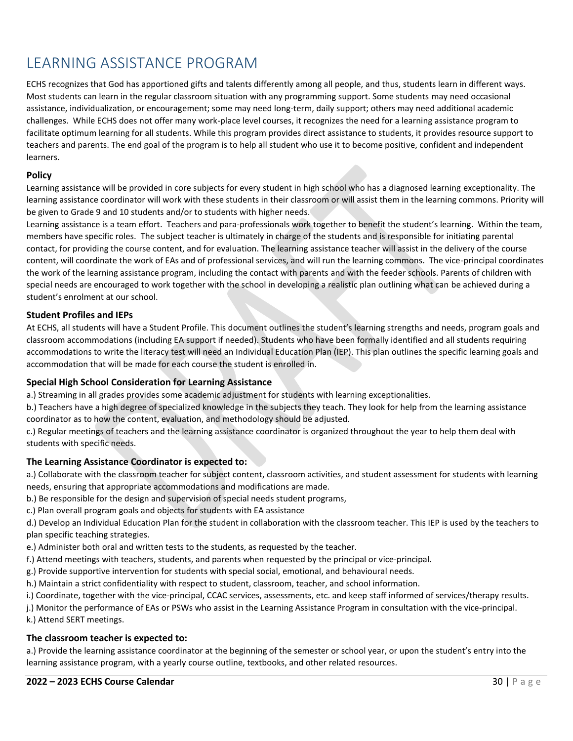# LEARNING ASSISTANCE PROGRAM

ECHS recognizes that God has apportioned gifts and talents differently among all people, and thus, students learn in different ways. Most students can learn in the regular classroom situation with any programming support. Some students may need occasional assistance, individualization, or encouragement; some may need long-term, daily support; others may need additional academic challenges. While ECHS does not offer many work-place level courses, it recognizes the need for a learning assistance program to facilitate optimum learning for all students. While this program provides direct assistance to students, it provides resource support to teachers and parents. The end goal of the program is to help all student who use it to become positive, confident and independent learners.

### Policy

Learning assistance will be provided in core subjects for every student in high school who has a diagnosed learning exceptionality. The learning assistance coordinator will work with these students in their classroom or will assist them in the learning commons. Priority will be given to Grade 9 and 10 students and/or to students with higher needs.

Learning assistance is a team effort. Teachers and para-professionals work together to benefit the student's learning. Within the team, members have specific roles. The subject teacher is ultimately in charge of the students and is responsible for initiating parental contact, for providing the course content, and for evaluation. The learning assistance teacher will assist in the delivery of the course content, will coordinate the work of EAs and of professional services, and will run the learning commons. The vice-principal coordinates the work of the learning assistance program, including the contact with parents and with the feeder schools. Parents of children with special needs are encouraged to work together with the school in developing a realistic plan outlining what can be achieved during a student's enrolment at our school.

### Student Profiles and IEPs

At ECHS, all students will have a Student Profile. This document outlines the student's learning strengths and needs, program goals and classroom accommodations (including EA support if needed). Students who have been formally identified and all students requiring accommodations to write the literacy test will need an Individual Education Plan (IEP). This plan outlines the specific learning goals and accommodation that will be made for each course the student is enrolled in.

### Special High School Consideration for Learning Assistance

a.) Streaming in all grades provides some academic adjustment for students with learning exceptionalities.

b.) Teachers have a high degree of specialized knowledge in the subjects they teach. They look for help from the learning assistance coordinator as to how the content, evaluation, and methodology should be adjusted.

c.) Regular meetings of teachers and the learning assistance coordinator is organized throughout the year to help them deal with students with specific needs.

### The Learning Assistance Coordinator is expected to:

a.) Collaborate with the classroom teacher for subject content, classroom activities, and student assessment for students with learning needs, ensuring that appropriate accommodations and modifications are made.

b.) Be responsible for the design and supervision of special needs student programs,

c.) Plan overall program goals and objects for students with EA assistance

d.) Develop an Individual Education Plan for the student in collaboration with the classroom teacher. This IEP is used by the teachers to plan specific teaching strategies.

e.) Administer both oral and written tests to the students, as requested by the teacher.

f.) Attend meetings with teachers, students, and parents when requested by the principal or vice-principal.

g.) Provide supportive intervention for students with special social, emotional, and behavioural needs.

h.) Maintain a strict confidentiality with respect to student, classroom, teacher, and school information.

i.) Coordinate, together with the vice-principal, CCAC services, assessments, etc. and keep staff informed of services/therapy results.

j.) Monitor the performance of EAs or PSWs who assist in the Learning Assistance Program in consultation with the vice-principal.

k.) Attend SERT meetings.

### The classroom teacher is expected to:

a.) Provide the learning assistance coordinator at the beginning of the semester or school year, or upon the student's entry into the learning assistance program, with a yearly course outline, textbooks, and other related resources.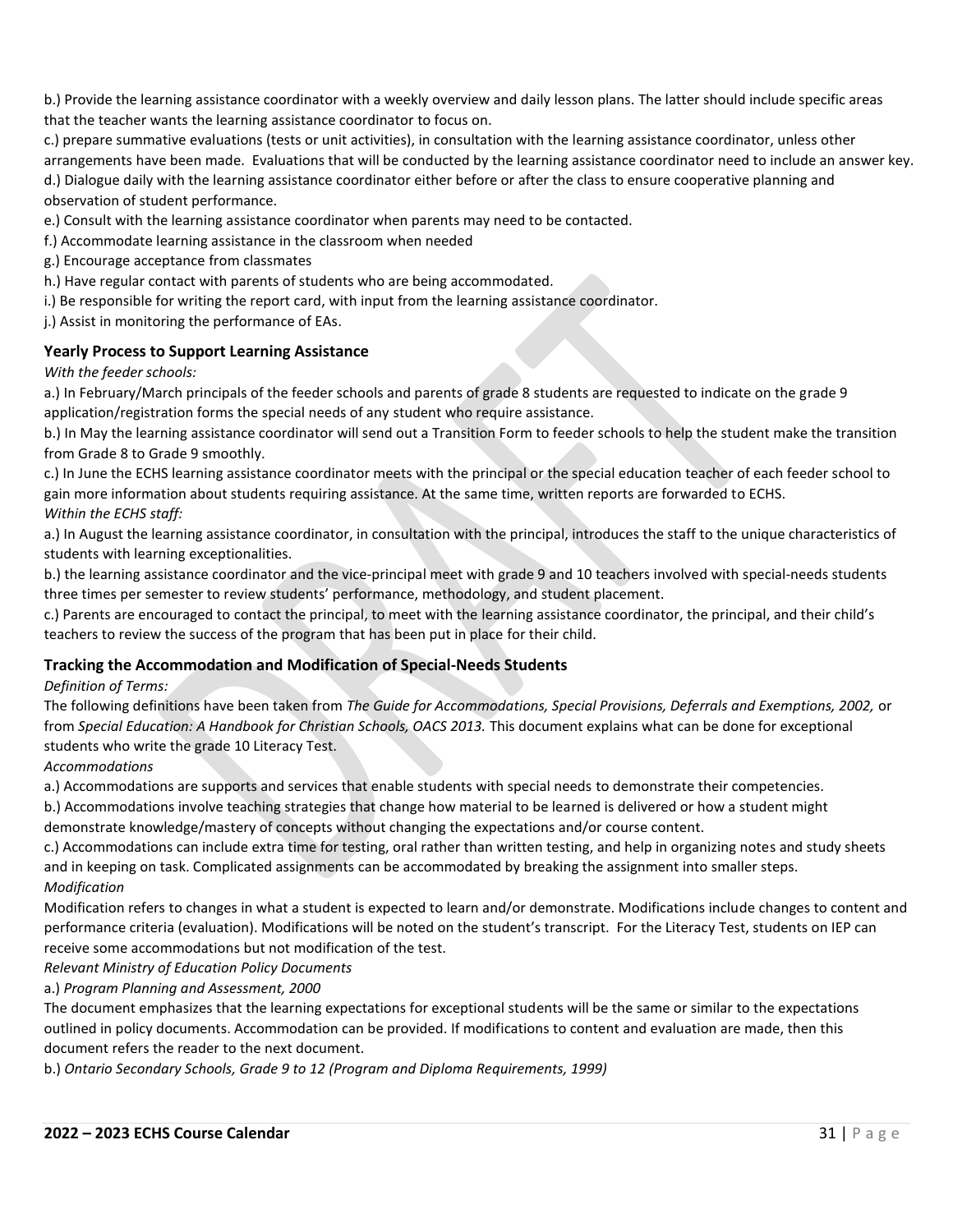b.) Provide the learning assistance coordinator with a weekly overview and daily lesson plans. The latter should include specific areas that the teacher wants the learning assistance coordinator to focus on.

c.) prepare summative evaluations (tests or unit activities), in consultation with the learning assistance coordinator, unless other arrangements have been made. Evaluations that will be conducted by the learning assistance coordinator need to include an answer key.

d.) Dialogue daily with the learning assistance coordinator either before or after the class to ensure cooperative planning and observation of student performance.

e.) Consult with the learning assistance coordinator when parents may need to be contacted.

f.) Accommodate learning assistance in the classroom when needed

g.) Encourage acceptance from classmates

h.) Have regular contact with parents of students who are being accommodated.

i.) Be responsible for writing the report card, with input from the learning assistance coordinator.

j.) Assist in monitoring the performance of EAs.

### Yearly Process to Support Learning Assistance

*With the feeder schools:*

a.) In February/March principals of the feeder schools and parents of grade 8 students are requested to indicate on the grade 9 application/registration forms the special needs of any student who require assistance.

b.) In May the learning assistance coordinator will send out a Transition Form to feeder schools to help the student make the transition from Grade 8 to Grade 9 smoothly.

c.) In June the ECHS learning assistance coordinator meets with the principal or the special education teacher of each feeder school to gain more information about students requiring assistance. At the same time, written reports are forwarded to ECHS.

*Within the ECHS staff:*

a.) In August the learning assistance coordinator, in consultation with the principal, introduces the staff to the unique characteristics of students with learning exceptionalities.

b.) the learning assistance coordinator and the vice-principal meet with grade 9 and 10 teachers involved with special-needs students three times per semester to review students' performance, methodology, and student placement.

c.) Parents are encouraged to contact the principal, to meet with the learning assistance coordinator, the principal, and their child's teachers to review the success of the program that has been put in place for their child.

### Tracking the Accommodation and Modification of Special-Needs Students

*Definition of Terms:*

The following definitions have been taken from *The Guide for Accommodations, Special Provisions, Deferrals and Exemptions, 2002,* or from *Special Education: A Handbook for Christian Schools, OACS 2013.* This document explains what can be done for exceptional students who write the grade 10 Literacy Test.

*Accommodations*

a.) Accommodations are supports and services that enable students with special needs to demonstrate their competencies.

b.) Accommodations involve teaching strategies that change how material to be learned is delivered or how a student might demonstrate knowledge/mastery of concepts without changing the expectations and/or course content.

c.) Accommodations can include extra time for testing, oral rather than written testing, and help in organizing notes and study sheets and in keeping on task. Complicated assignments can be accommodated by breaking the assignment into smaller steps.

*Modification*

Modification refers to changes in what a student is expected to learn and/or demonstrate. Modifications include changes to content and performance criteria (evaluation). Modifications will be noted on the student's transcript. For the Literacy Test, students on IEP can receive some accommodations but not modification of the test.

*Relevant Ministry of Education Policy Documents*

a.) *Program Planning and Assessment, 2000*

The document emphasizes that the learning expectations for exceptional students will be the same or similar to the expectations outlined in policy documents. Accommodation can be provided. If modifications to content and evaluation are made, then this document refers the reader to the next document.

b.) *Ontario Secondary Schools, Grade 9 to 12 (Program and Diploma Requirements, 1999)*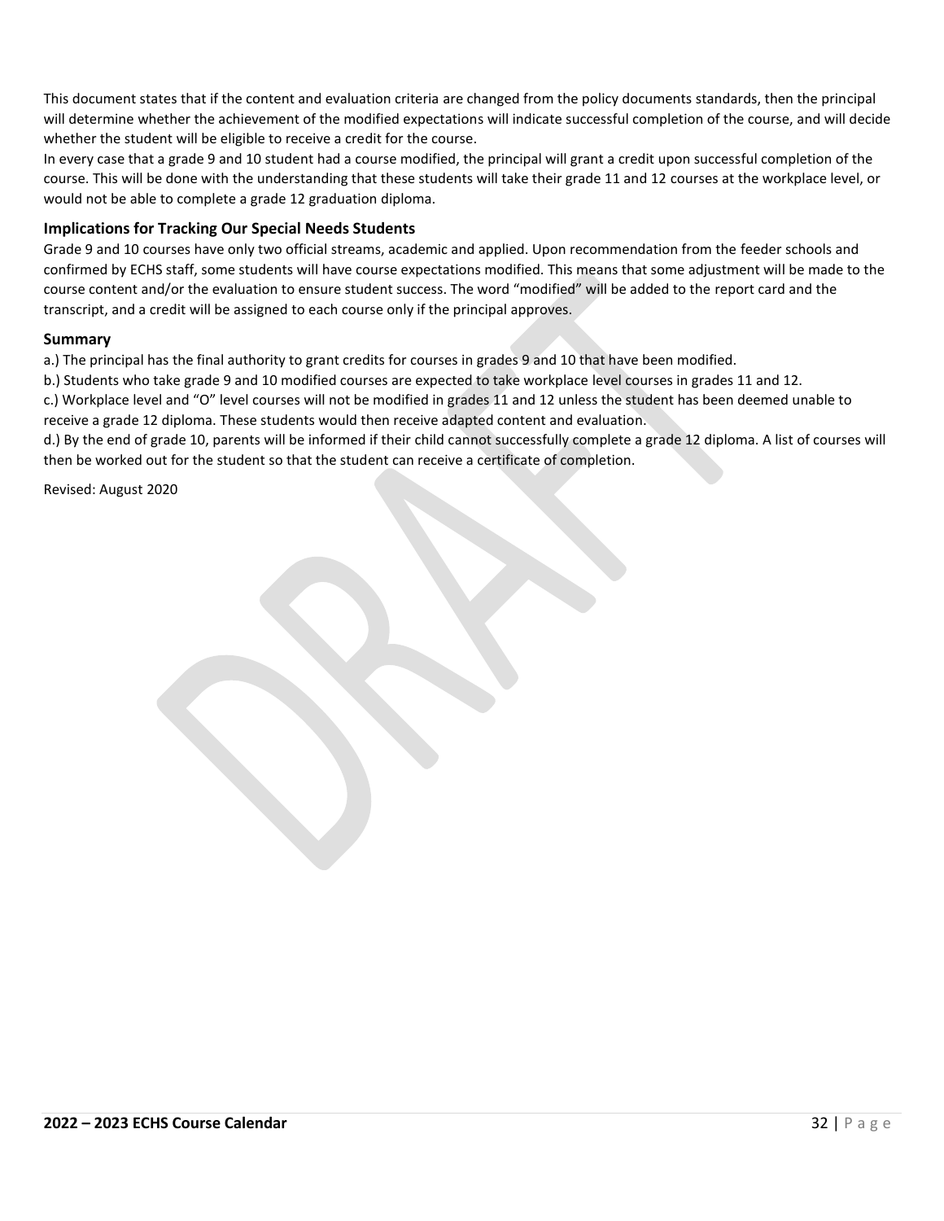This document states that if the content and evaluation criteria are changed from the policy documents standards, then the principal will determine whether the achievement of the modified expectations will indicate successful completion of the course, and will decide whether the student will be eligible to receive a credit for the course.

In every case that a grade 9 and 10 student had a course modified, the principal will grant a credit upon successful completion of the course. This will be done with the understanding that these students will take their grade 11 and 12 courses at the workplace level, or would not be able to complete a grade 12 graduation diploma.

### Implications for Tracking Our Special Needs Students

Grade 9 and 10 courses have only two official streams, academic and applied. Upon recommendation from the feeder schools and confirmed by ECHS staff, some students will have course expectations modified. This means that some adjustment will be made to the course content and/or the evaluation to ensure student success. The word "modified" will be added to the report card and the transcript, and a credit will be assigned to each course only if the principal approves.

### Summary

a.) The principal has the final authority to grant credits for courses in grades 9 and 10 that have been modified.

b.) Students who take grade 9 and 10 modified courses are expected to take workplace level courses in grades 11 and 12.

c.) Workplace level and "O" level courses will not be modified in grades 11 and 12 unless the student has been deemed unable to receive a grade 12 diploma. These students would then receive adapted content and evaluation.

d.) By the end of grade 10, parents will be informed if their child cannot successfully complete a grade 12 diploma. A list of courses will then be worked out for the student so that the student can receive a certificate of completion.

Revised: August 2020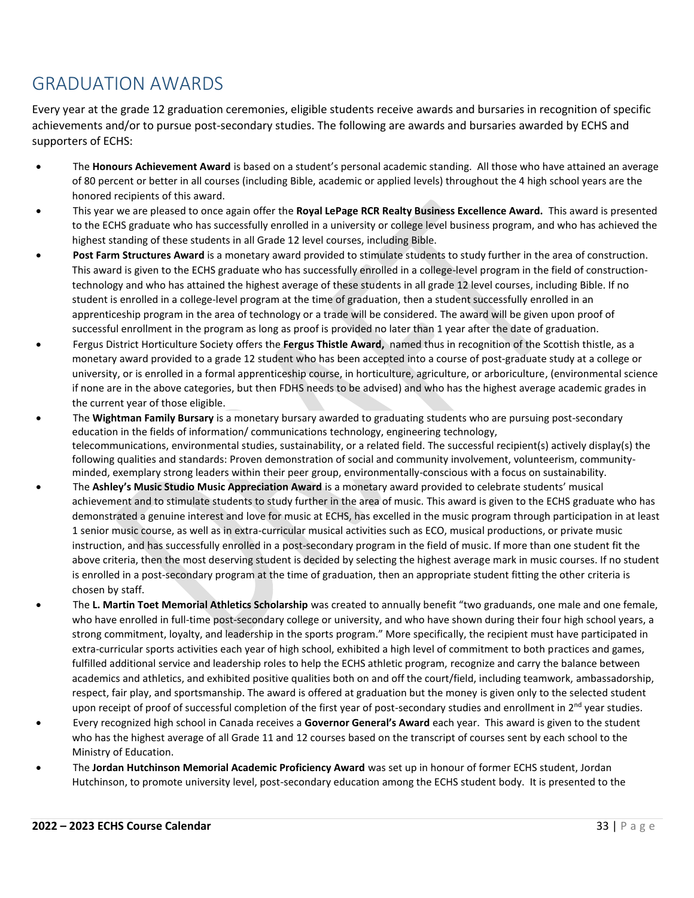# GRADUATION AWARDS

Every year at the grade 12 graduation ceremonies, eligible students receive awards and bursaries in recognition of specific achievements and/or to pursue post-secondary studies. The following are awards and bursaries awarded by ECHS and supporters of ECHS:

- The **Honours Achievement Award** is based on a student's personal academic standing. All those who have attained an average of 80 percent or better in all courses (including Bible, academic or applied levels) throughout the 4 high school years are the honored recipients of this award.
- This year we are pleased to once again offer the **Royal LePage RCR Realty Business Excellence Award.** This award is presented to the ECHS graduate who has successfully enrolled in a university or college level business program, and who has achieved the highest standing of these students in all Grade 12 level courses, including Bible.
- **Post Farm Structures Award** is a monetary award provided to stimulate students to study further in the area of construction. This award is given to the ECHS graduate who has successfully enrolled in a college-level program in the field of construction-technology and who has attained the highest average of these students in all grade 12 level courses, including Bible. If no student is enrolled in a college-level program at the time of graduation, then a student successfully enrolled in an apprenticeship program in the area of technology or a trade will be considered. The award will be given upon proof of successful enrollment in the program as long as proof is provided no later than 1 year after the date of graduation.
- Fergus District Horticulture Society offers the **Fergus Thistle Award,** named thus in recognition of the Scottish thistle, as a monetary award provided to a grade 12 student who has been accepted into a course of post-graduate study at a college or university, or is enrolled in a formal apprenticeship course, in horticulture, agriculture, or arboriculture, (environmental science if none are in the above categories, but then FDHS needs to be advised) and who has the highest average academic grades in the current year of those eligible.
- The **Wightman Family Bursary** is a monetary bursary awarded to graduating students who are pursuing post-secondary education in the fields of information/ communications technology, engineering technology, telecommunications, environmental studies, sustainability, or a related field. The successful recipient(s) actively display(s) the following qualities and standards: Proven demonstration of social and community involvement, volunteerism, community-minded, exemplary strong leaders within their peer group, environmentally-conscious with a focus on sustainability.
- The **Ashley's Music Studio Music Appreciation Award** is a monetary award provided to celebrate students' musical achievement and to stimulate students to study further in the area of music. This award is given to the ECHS graduate who has demonstrated a genuine interest and love for music at ECHS, has excelled in the music program through participation in at least 1 senior music course, as well as in extra-curricular musical activities such as ECO, musical productions, or private music instruction, and has successfully enrolled in a post-secondary program in the field of music. If more than one student fit the above criteria, then the most deserving student is decided by selecting the highest average mark in music courses. If no student is enrolled in a post-secondary program at the time of graduation, then an appropriate student fitting the other criteria is chosen by staff.
- The **L. Martin Toet Memorial Athletics Scholarship** was created to annually benefit "two graduands, one male and one female, who have enrolled in full-time post-secondary college or university, and who have shown during their four high school years, a strong commitment, loyalty, and leadership in the sports program." More specifically, the recipient must have participated in extra-curricular sports activities each year of high school, exhibited a high level of commitment to both practices and games, fulfilled additional service and leadership roles to help the ECHS athletic program, recognize and carry the balance between academics and athletics, and exhibited positive qualities both on and off the court/field, including teamwork, ambassadorship, respect, fair play, and sportsmanship. The award is offered at graduation but the money is given only to the selected student upon receipt of proof of successful completion of the first year of post-secondary studies and enrollment in 2nd year studies.
- Every recognized high school in Canada receives a **Governor General's Award** each year. This award is given to the student who has the highest average of all Grade 11 and 12 courses based on the transcript of courses sent by each school to the Ministry of Education.
- The **Jordan Hutchinson Memorial Academic Proficiency Award** was set up in honour of former ECHS student, Jordan Hutchinson, to promote university level, post-secondary education among the ECHS student body. It is presented to the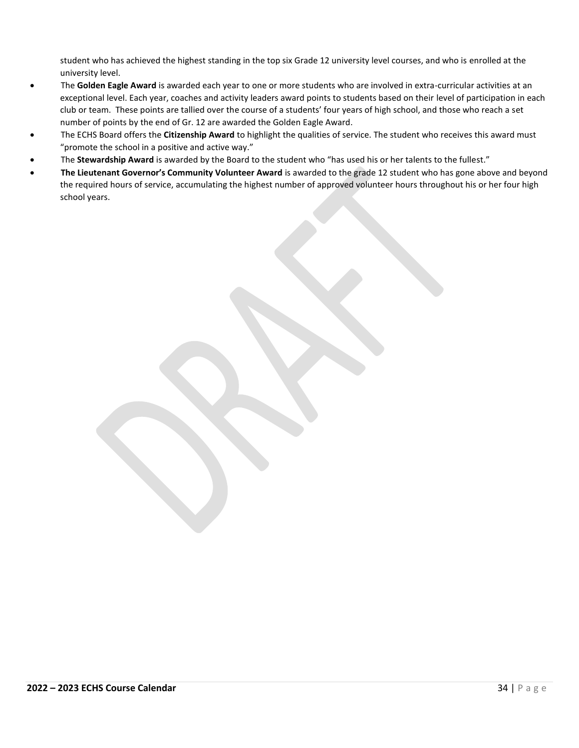student who has achieved the highest standing in the top six Grade 12 university level courses, and who is enrolled at the university level.

- The **Golden Eagle Award** is awarded each year to one or more students who are involved in extra-curricular activities at an exceptional level. Each year, coaches and activity leaders award points to students based on their level of participation in each club or team. These points are tallied over the course of a students' four years of high school, and those who reach a set number of points by the end of Gr. 12 are awarded the Golden Eagle Award.
- The ECHS Board offers the **Citizenship Award** to highlight the qualities of service. The student who receives this award must "promote the school in a positive and active way."
- The **Stewardship Award** is awarded by the Board to the student who "has used his or her talents to the fullest."
- **The Lieutenant Governor's Community Volunteer Award** is awarded to the grade 12 student who has gone above and beyond the required hours of service, accumulating the highest number of approved volunteer hours throughout his or her four high school years.